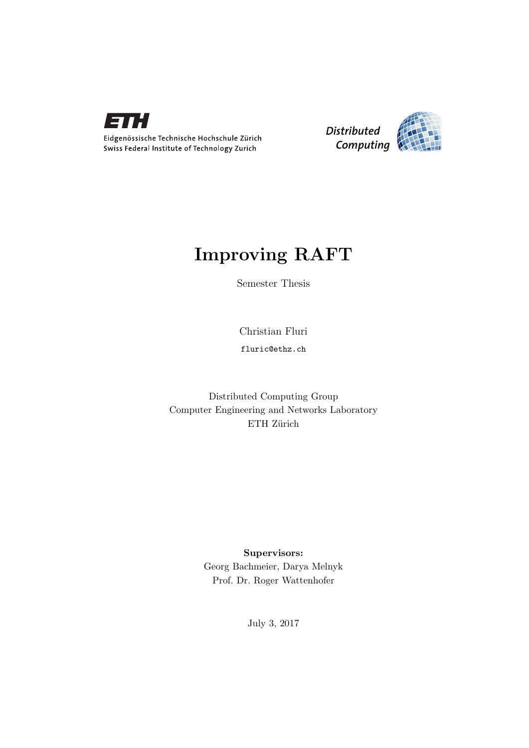Eidgenössische Technische Hochschule Zürich
Swiss Federal Institute of Technology Zurich

Distributed Computing

# Improving RAFT

Semester Thesis

Christian Fluri

fluric@ethz.ch

Distributed Computing Group
Computer Engineering and Networks Laboratory
ETH Zürich

**Supervisors:**
Georg Bachmeier, Darya Melnyk
Prof. Dr. Roger Wattenhofer

July 3, 2017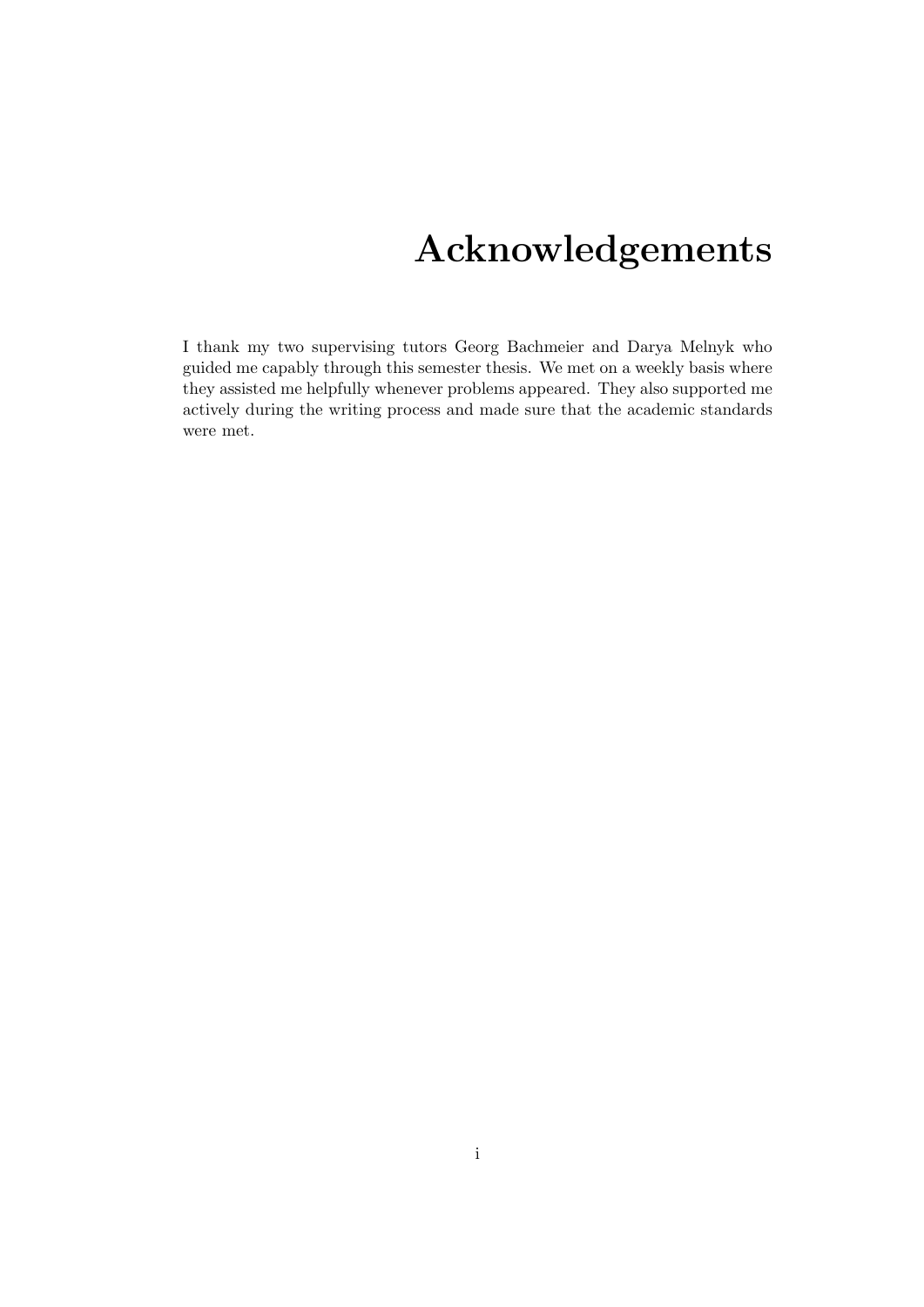# Acknowledgements

I thank my two supervising tutors Georg Bachmeier and Darya Melnyk who guided me capably through this semester thesis. We met on a weekly basis where they assisted me helpfully whenever problems appeared. They also supported me actively during the writing process and made sure that the academic standards were met.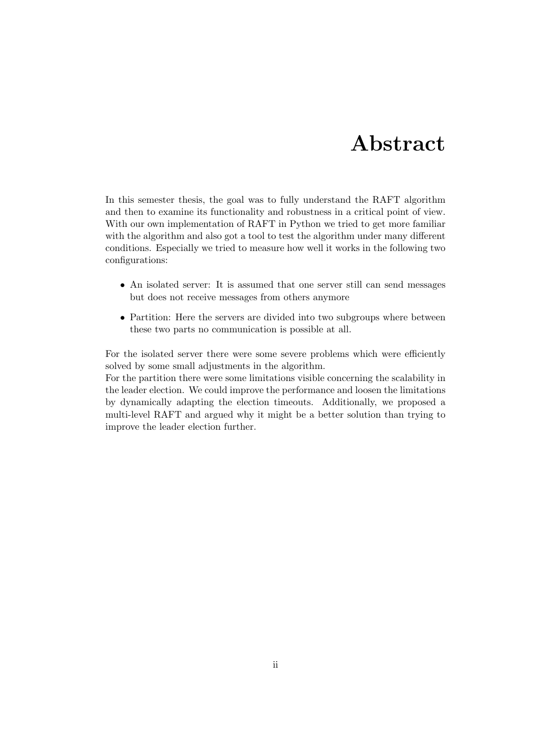# Abstract

In this semester thesis, the goal was to fully understand the RAFT algorithm and then to examine its functionality and robustness in a critical point of view. With our own implementation of RAFT in Python we tried to get more familiar with the algorithm and also got a tool to test the algorithm under many different conditions. Especially we tried to measure how well it works in the following two configurations:

- An isolated server: It is assumed that one server still can send messages but does not receive messages from others anymore
- Partition: Here the servers are divided into two subgroups where between these two parts no communication is possible at all.

For the isolated server there were some severe problems which were efficiently solved by some small adjustments in the algorithm.
For the partition there were some limitations visible concerning the scalability in the leader election. We could improve the performance and loosen the limitations by dynamically adapting the election timeouts. Additionally, we proposed a multi-level RAFT and argued why it might be a better solution than trying to improve the leader election further.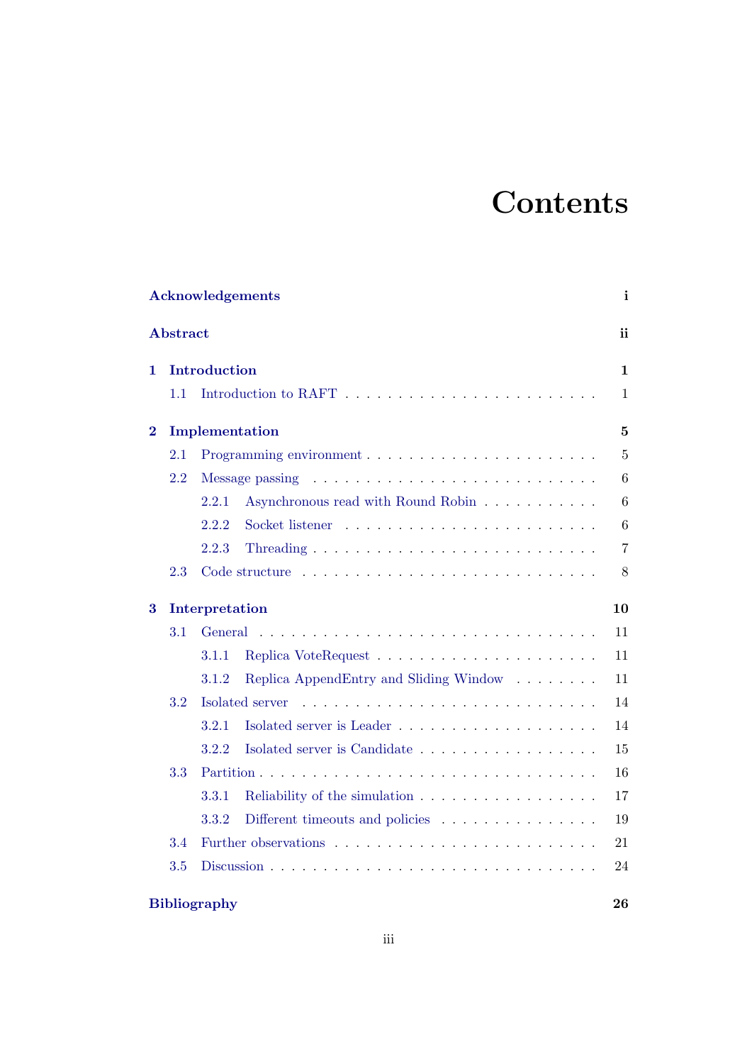# Contents

**Acknowledgements** i

**Abstract** ii

**1 Introduction** 1

- 1.1 Introduction to RAFT 1

**2 Implementation** 5

- 2.1 Programming environment 5
- 2.2 Message passing 6
  - 2.2.1 Asynchronous read with Round Robin 6
  - 2.2.2 Socket listener 6
  - 2.2.3 Threading 7
- 2.3 Code structure 8

**3 Interpretation** 10

- 3.1 General 11
  - 3.1.1 Replica VoteRequest 11
  - 3.1.2 Replica AppendEntry and Sliding Window 11
- 3.2 Isolated server 14
  - 3.2.1 Isolated server is Leader 14
  - 3.2.2 Isolated server is Candidate 15
- 3.3 Partition 16
  - 3.3.1 Reliability of the simulation 17
  - 3.3.2 Different timeouts and policies 19
- 3.4 Further observations 21
- 3.5 Discussion 24

**Bibliography** 26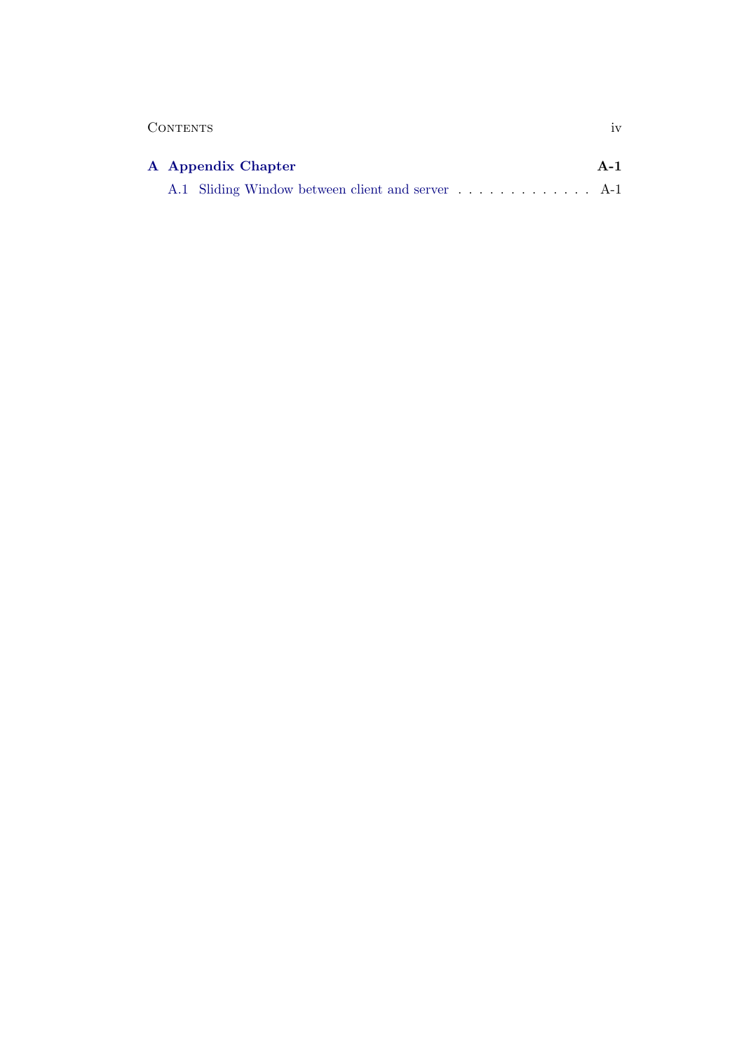**A Appendix Chapter** **A-1**

A.1 Sliding Window between client and server . . . . . . . . . . . . . A-1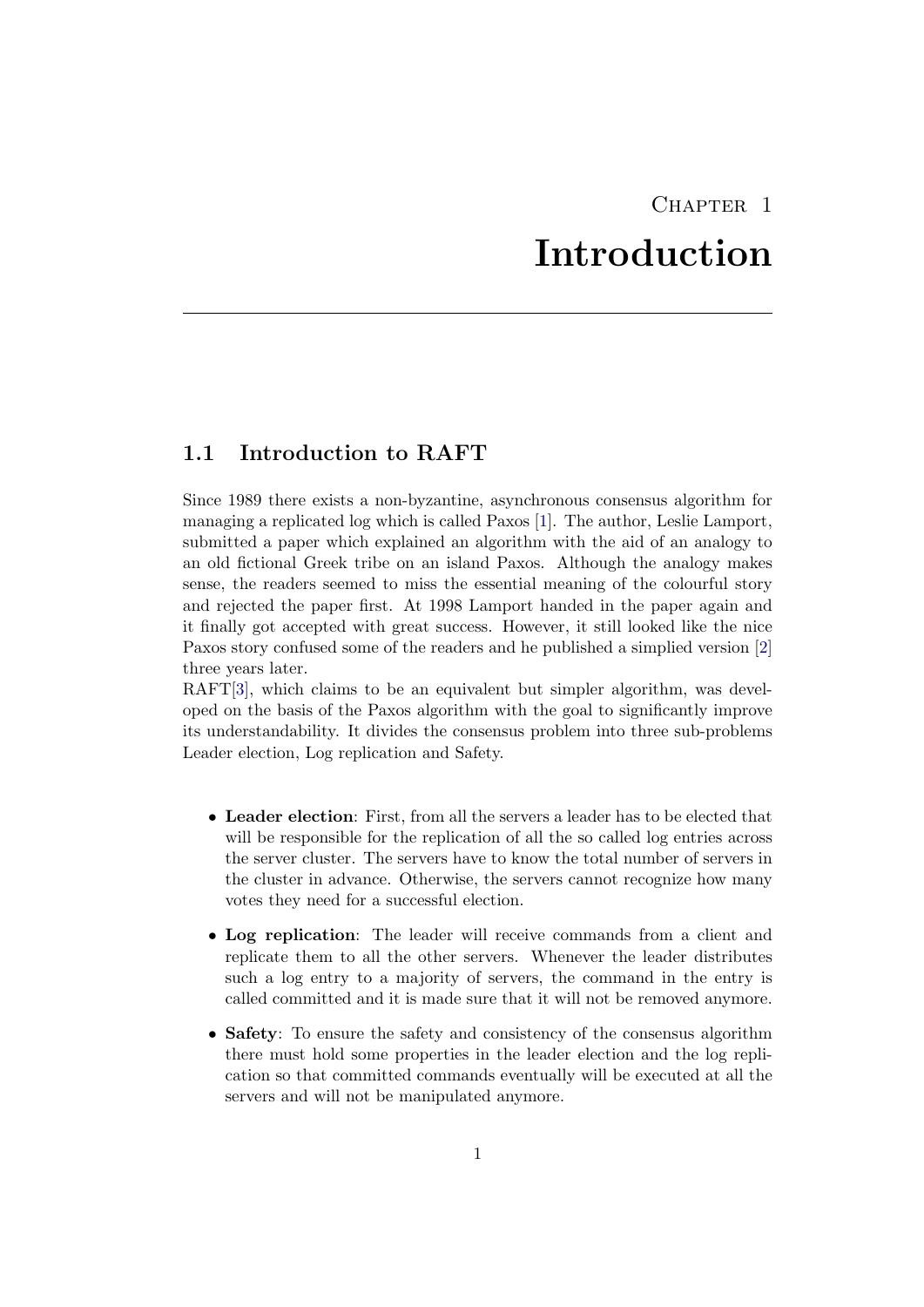# Chapter 1
# Introduction

## 1.1 Introduction to RAFT

Since 1989 there exists a non-byzantine, asynchronous consensus algorithm for managing a replicated log which is called Paxos [1]. The author, Leslie Lamport, submitted a paper which explained an algorithm with the aid of an analogy to an old fictional Greek tribe on an island Paxos. Although the analogy makes sense, the readers seemed to miss the essential meaning of the colourful story and rejected the paper first. At 1998 Lamport handed in the paper again and it finally got accepted with great success. However, it still looked like the nice Paxos story confused some of the readers and he published a simplied version [2] three years later.
RAFT[3], which claims to be an equivalent but simpler algorithm, was developed on the basis of the Paxos algorithm with the goal to significantly improve its understandability. It divides the consensus problem into three sub-problems Leader election, Log replication and Safety.

- **Leader election**: First, from all the servers a leader has to be elected that will be responsible for the replication of all the so called log entries across the server cluster. The servers have to know the total number of servers in the cluster in advance. Otherwise, the servers cannot recognize how many votes they need for a successful election.
- **Log replication**: The leader will receive commands from a client and replicate them to all the other servers. Whenever the leader distributes such a log entry to a majority of servers, the command in the entry is called committed and it is made sure that it will not be removed anymore.
- **Safety**: To ensure the safety and consistency of the consensus algorithm there must hold some properties in the leader election and the log replication so that committed commands eventually will be executed at all the servers and will not be manipulated anymore.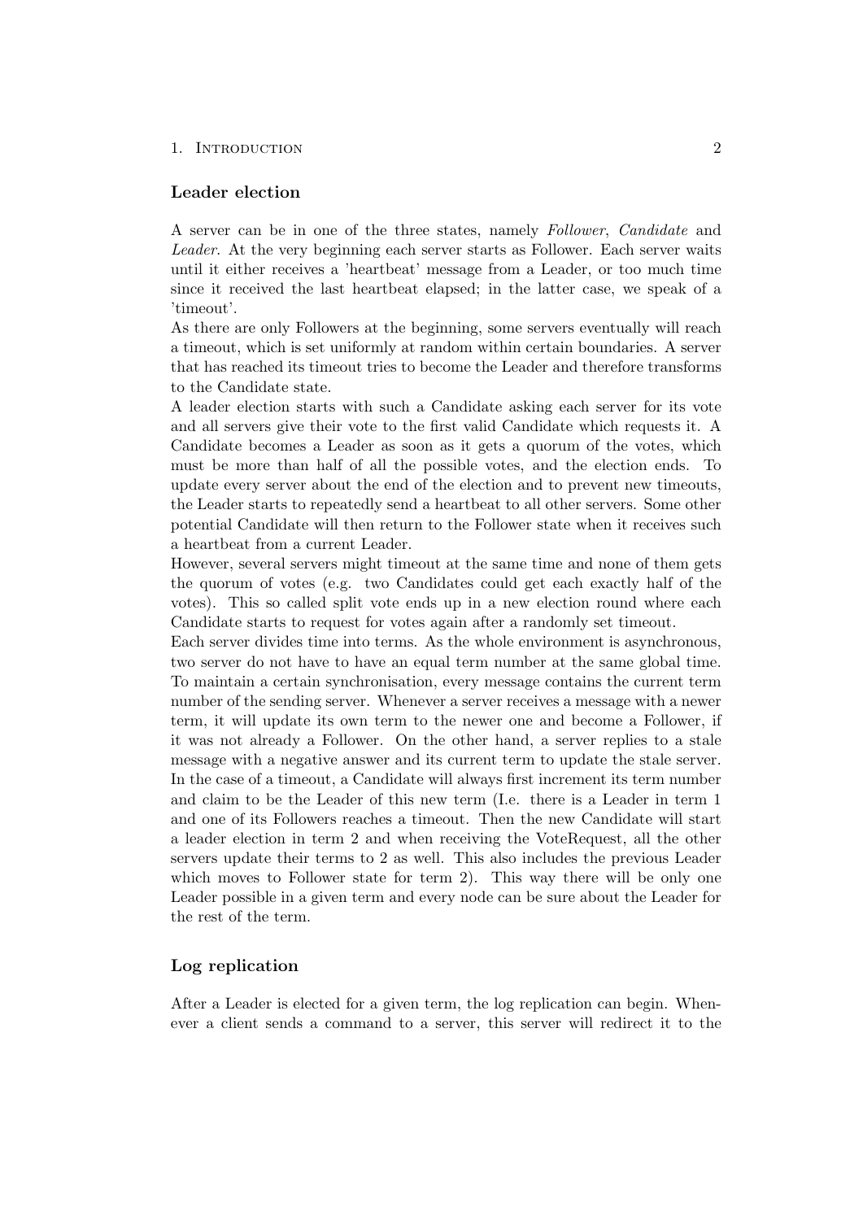### Leader election

A server can be in one of the three states, namely *Follower*, *Candidate* and *Leader*. At the very beginning each server starts as Follower. Each server waits until it either receives a 'heartbeat' message from a Leader, or too much time since it received the last heartbeat elapsed; in the latter case, we speak of a 'timeout'.
As there are only Followers at the beginning, some servers eventually will reach a timeout, which is set uniformly at random within certain boundaries. A server that has reached its timeout tries to become the Leader and therefore transforms to the Candidate state.
A leader election starts with such a Candidate asking each server for its vote and all servers give their vote to the first valid Candidate which requests it. A Candidate becomes a Leader as soon as it gets a quorum of the votes, which must be more than half of all the possible votes, and the election ends. To update every server about the end of the election and to prevent new timeouts, the Leader starts to repeatedly send a heartbeat to all other servers. Some other potential Candidate will then return to the Follower state when it receives such a heartbeat from a current Leader.
However, several servers might timeout at the same time and none of them gets the quorum of votes (e.g. two Candidates could get each exactly half of the votes). This so called split vote ends up in a new election round where each Candidate starts to request for votes again after a randomly set timeout.
Each server divides time into terms. As the whole environment is asynchronous, two server do not have to have an equal term number at the same global time. To maintain a certain synchronisation, every message contains the current term number of the sending server. Whenever a server receives a message with a newer term, it will update its own term to the newer one and become a Follower, if it was not already a Follower. On the other hand, a server replies to a stale message with a negative answer and its current term to update the stale server. In the case of a timeout, a Candidate will always first increment its term number and claim to be the Leader of this new term (I.e. there is a Leader in term 1 and one of its Followers reaches a timeout. Then the new Candidate will start a leader election in term 2 and when receiving the VoteRequest, all the other servers update their terms to 2 as well. This also includes the previous Leader which moves to Follower state for term 2). This way there will be only one Leader possible in a given term and every node can be sure about the Leader for the rest of the term.

### Log replication

After a Leader is elected for a given term, the log replication can begin. Whenever a client sends a command to a server, this server will redirect it to the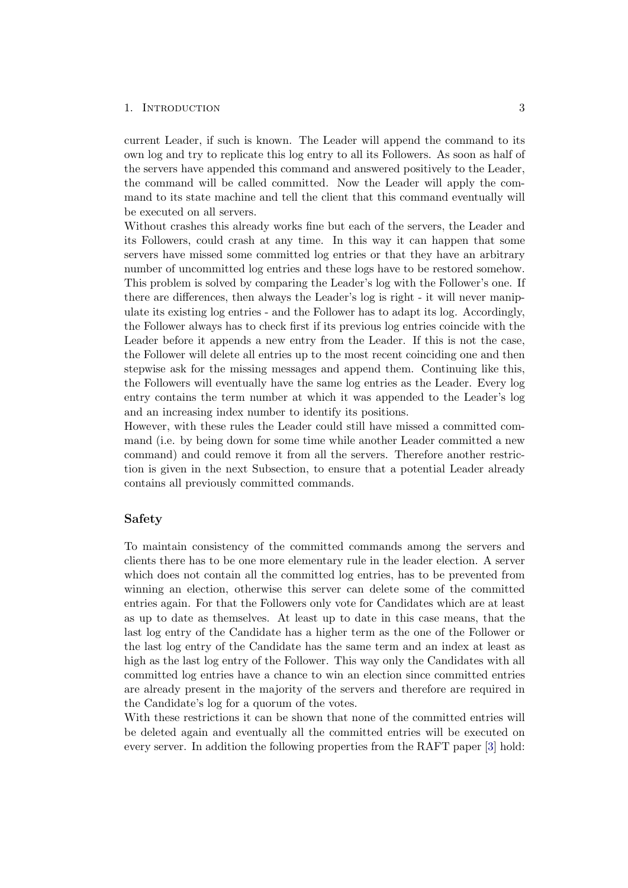current Leader, if such is known. The Leader will append the command to its own log and try to replicate this log entry to all its Followers. As soon as half of the servers have appended this command and answered positively to the Leader, the command will be called committed. Now the Leader will apply the command to its state machine and tell the client that this command eventually will be executed on all servers.

Without crashes this already works fine but each of the servers, the Leader and its Followers, could crash at any time. In this way it can happen that some servers have missed some committed log entries or that they have an arbitrary number of uncommitted log entries and these logs have to be restored somehow. This problem is solved by comparing the Leader's log with the Follower's one. If there are differences, then always the Leader's log is right - it will never manipulate its existing log entries - and the Follower has to adapt its log. Accordingly, the Follower always has to check first if its previous log entries coincide with the Leader before it appends a new entry from the Leader. If this is not the case, the Follower will delete all entries up to the most recent coinciding one and then stepwise ask for the missing messages and append them. Continuing like this, the Followers will eventually have the same log entries as the Leader. Every log entry contains the term number at which it was appended to the Leader's log and an increasing index number to identify its positions.

However, with these rules the Leader could still have missed a committed command (i.e. by being down for some time while another Leader committed a new command) and could remove it from all the servers. Therefore another restriction is given in the next Subsection, to ensure that a potential Leader already contains all previously committed commands.

### Safety

To maintain consistency of the committed commands among the servers and clients there has to be one more elementary rule in the leader election. A server which does not contain all the committed log entries, has to be prevented from winning an election, otherwise this server can delete some of the committed entries again. For that the Followers only vote for Candidates which are at least as up to date as themselves. At least up to date in this case means, that the last log entry of the Candidate has a higher term as the one of the Follower or the last log entry of the Candidate has the same term and an index at least as high as the last log entry of the Follower. This way only the Candidates with all committed log entries have a chance to win an election since committed entries are already present in the majority of the servers and therefore are required in the Candidate's log for a quorum of the votes.

With these restrictions it can be shown that none of the committed entries will be deleted again and eventually all the committed entries will be executed on every server. In addition the following properties from the RAFT paper [3] hold: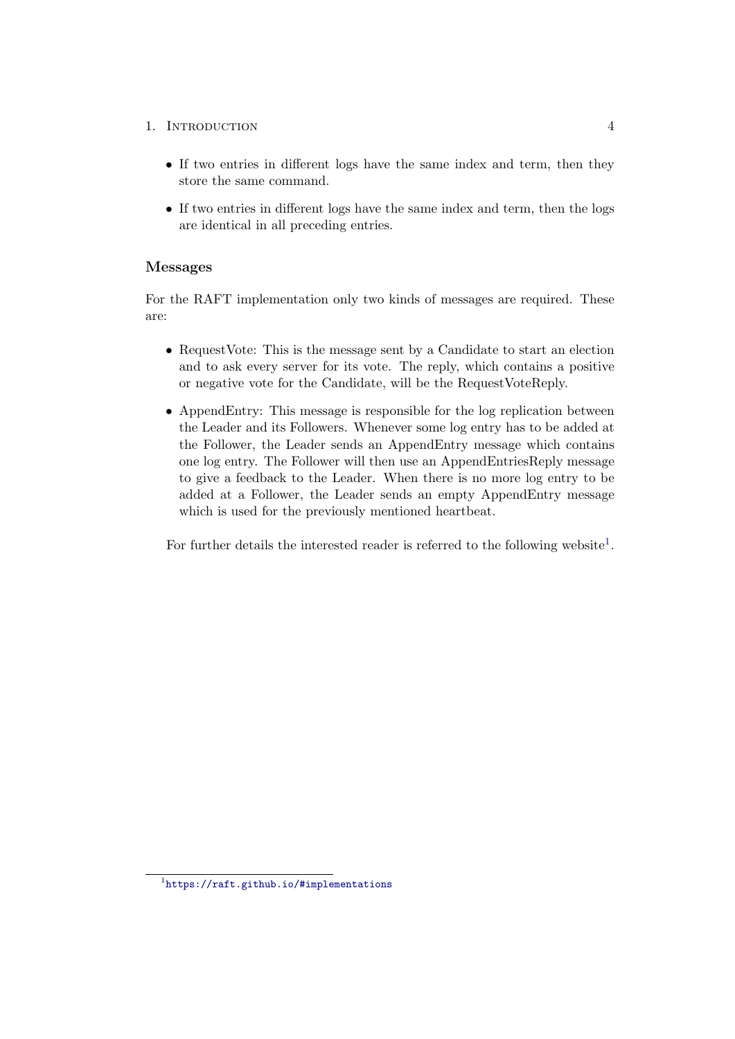- If two entries in different logs have the same index and term, then they store the same command.
- If two entries in different logs have the same index and term, then the logs are identical in all preceding entries.

### Messages

For the RAFT implementation only two kinds of messages are required. These are:

- RequestVote: This is the message sent by a Candidate to start an election and to ask every server for its vote. The reply, which contains a positive or negative vote for the Candidate, will be the RequestVoteReply.
- AppendEntry: This message is responsible for the log replication between the Leader and its Followers. Whenever some log entry has to be added at the Follower, the Leader sends an AppendEntry message which contains one log entry. The Follower will then use an AppendEntriesReply message to give a feedback to the Leader. When there is no more log entry to be added at a Follower, the Leader sends an empty AppendEntry message which is used for the previously mentioned heartbeat.

For further details the interested reader is referred to the following website[1].

[1] https://raft.github.io/#implementations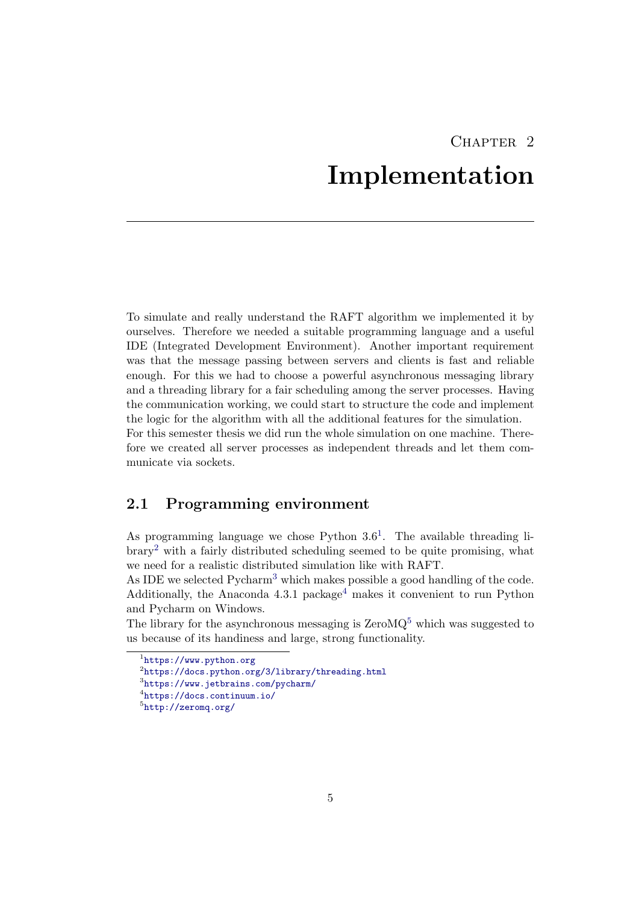# Chapter 2
# Implementation

To simulate and really understand the RAFT algorithm we implemented it by ourselves. Therefore we needed a suitable programming language and a useful IDE (Integrated Development Environment). Another important requirement was that the message passing between servers and clients is fast and reliable enough. For this we had to choose a powerful asynchronous messaging library and a threading library for a fair scheduling among the server processes. Having the communication working, we could start to structure the code and implement the logic for the algorithm with all the additional features for the simulation.
For this semester thesis we did run the whole simulation on one machine. Therefore we created all server processes as independent threads and let them communicate via sockets.

## 2.1 Programming environment

As programming language we chose Python 3.6[1]. The available threading library[2] with a fairly distributed scheduling seemed to be quite promising, what we need for a realistic distributed simulation like with RAFT.
As IDE we selected Pycharm[3] which makes possible a good handling of the code. Additionally, the Anaconda 4.3.1 package[4] makes it convenient to run Python and Pycharm on Windows.
The library for the asynchronous messaging is ZeroMQ[5] which was suggested to us because of its handiness and large, strong functionality.

---

[1] https://www.python.org
[2] https://docs.python.org/3/library/threading.html
[3] https://www.jetbrains.com/pycharm/
[4] https://docs.continuum.io/
[5] http://zeromq.org/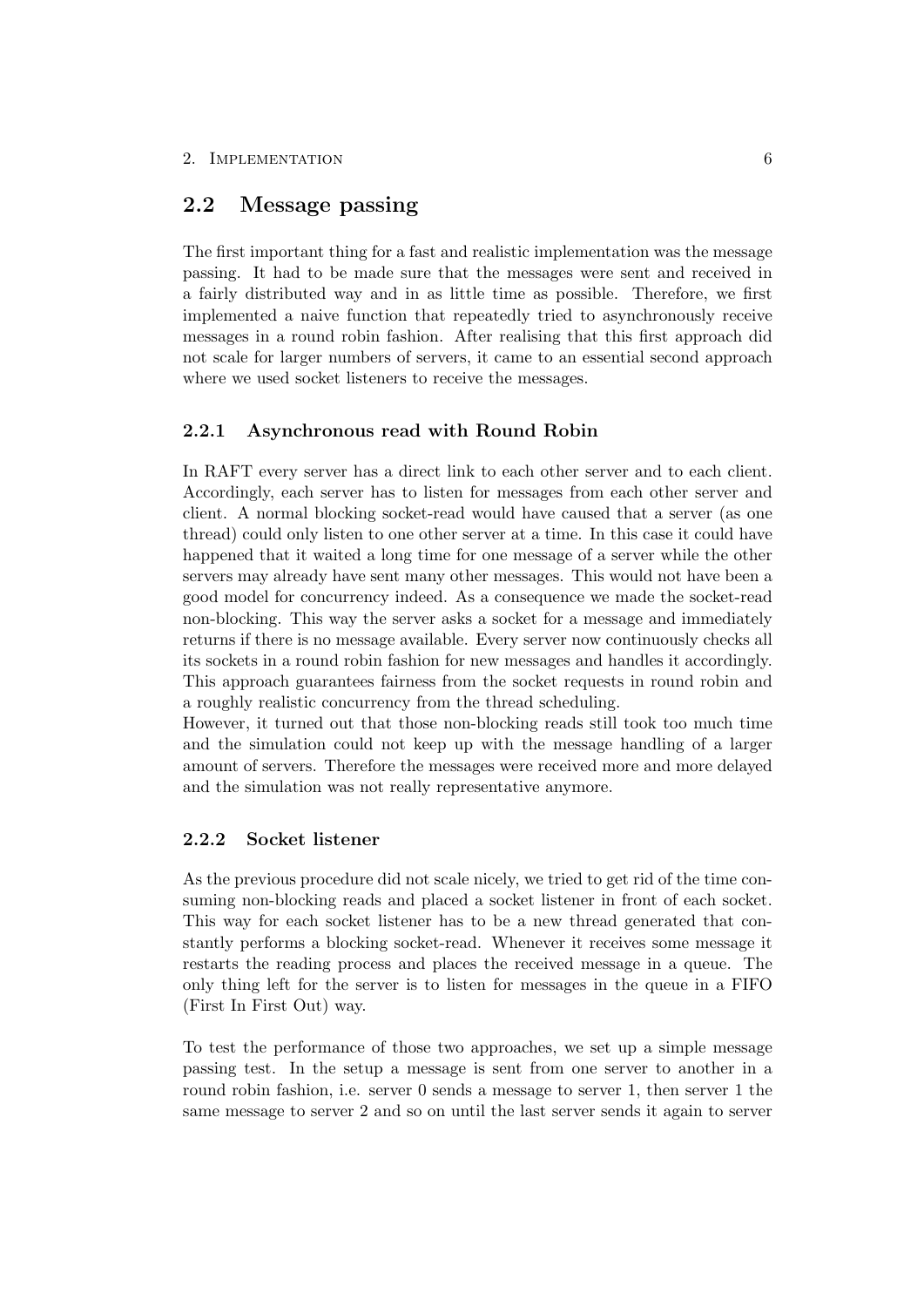## 2.2 Message passing

The first important thing for a fast and realistic implementation was the message passing. It had to be made sure that the messages were sent and received in a fairly distributed way and in as little time as possible. Therefore, we first implemented a naive function that repeatedly tried to asynchronously receive messages in a round robin fashion. After realising that this first approach did not scale for larger numbers of servers, it came to an essential second approach where we used socket listeners to receive the messages.

### 2.2.1 Asynchronous read with Round Robin

In RAFT every server has a direct link to each other server and to each client. Accordingly, each server has to listen for messages from each other server and client. A normal blocking socket-read would have caused that a server (as one thread) could only listen to one other server at a time. In this case it could have happened that it waited a long time for one message of a server while the other servers may already have sent many other messages. This would not have been a good model for concurrency indeed. As a consequence we made the socket-read non-blocking. This way the server asks a socket for a message and immediately returns if there is no message available. Every server now continuously checks all its sockets in a round robin fashion for new messages and handles it accordingly. This approach guarantees fairness from the socket requests in round robin and a roughly realistic concurrency from the thread scheduling.
However, it turned out that those non-blocking reads still took too much time and the simulation could not keep up with the message handling of a larger amount of servers. Therefore the messages were received more and more delayed and the simulation was not really representative anymore.

### 2.2.2 Socket listener

As the previous procedure did not scale nicely, we tried to get rid of the time consuming non-blocking reads and placed a socket listener in front of each socket. This way for each socket listener has to be a new thread generated that constantly performs a blocking socket-read. Whenever it receives some message it restarts the reading process and places the received message in a queue. The only thing left for the server is to listen for messages in the queue in a FIFO (First In First Out) way.

To test the performance of those two approaches, we set up a simple message passing test. In the setup a message is sent from one server to another in a round robin fashion, i.e. server 0 sends a message to server 1, then server 1 the same message to server 2 and so on until the last server sends it again to server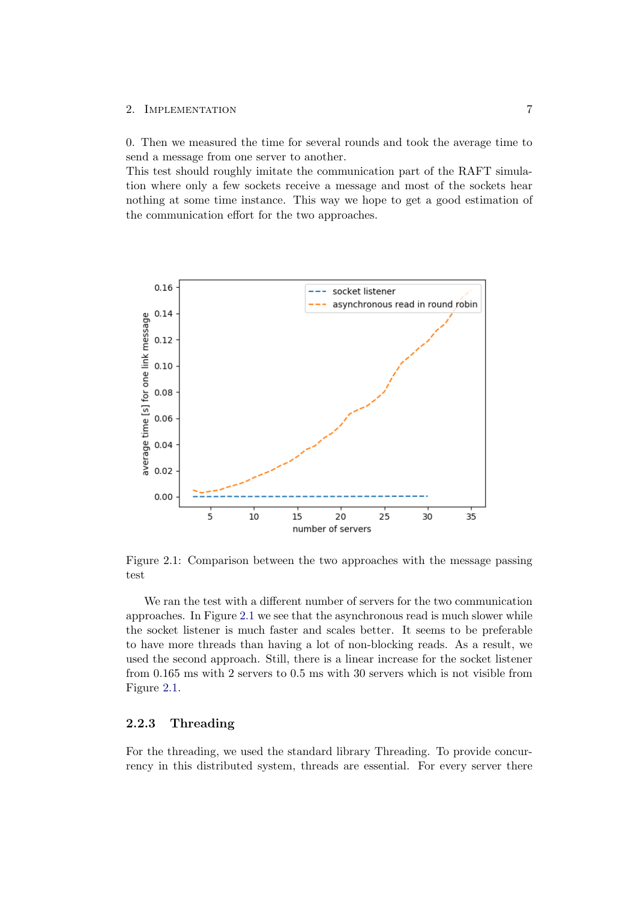0. Then we measured the time for several rounds and took the average time to send a message from one server to another.
This test should roughly imitate the communication part of the RAFT simulation where only a few sockets receive a message and most of the sockets hear nothing at some time instance. This way we hope to get a good estimation of the communication effort for the two approaches.

Figure 2.1: Comparison between the two approaches with the message passing test

We ran the test with a different number of servers for the two communication approaches. In Figure 2.1 we see that the asynchronous read is much slower while the socket listener is much faster and scales better. It seems to be preferable to have more threads than having a lot of non-blocking reads. As a result, we used the second approach. Still, there is a linear increase for the socket listener from 0.165 ms with 2 servers to 0.5 ms with 30 servers which is not visible from Figure 2.1.

### 2.2.3 Threading

For the threading, we used the standard library Threading. To provide concurrency in this distributed system, threads are essential. For every server there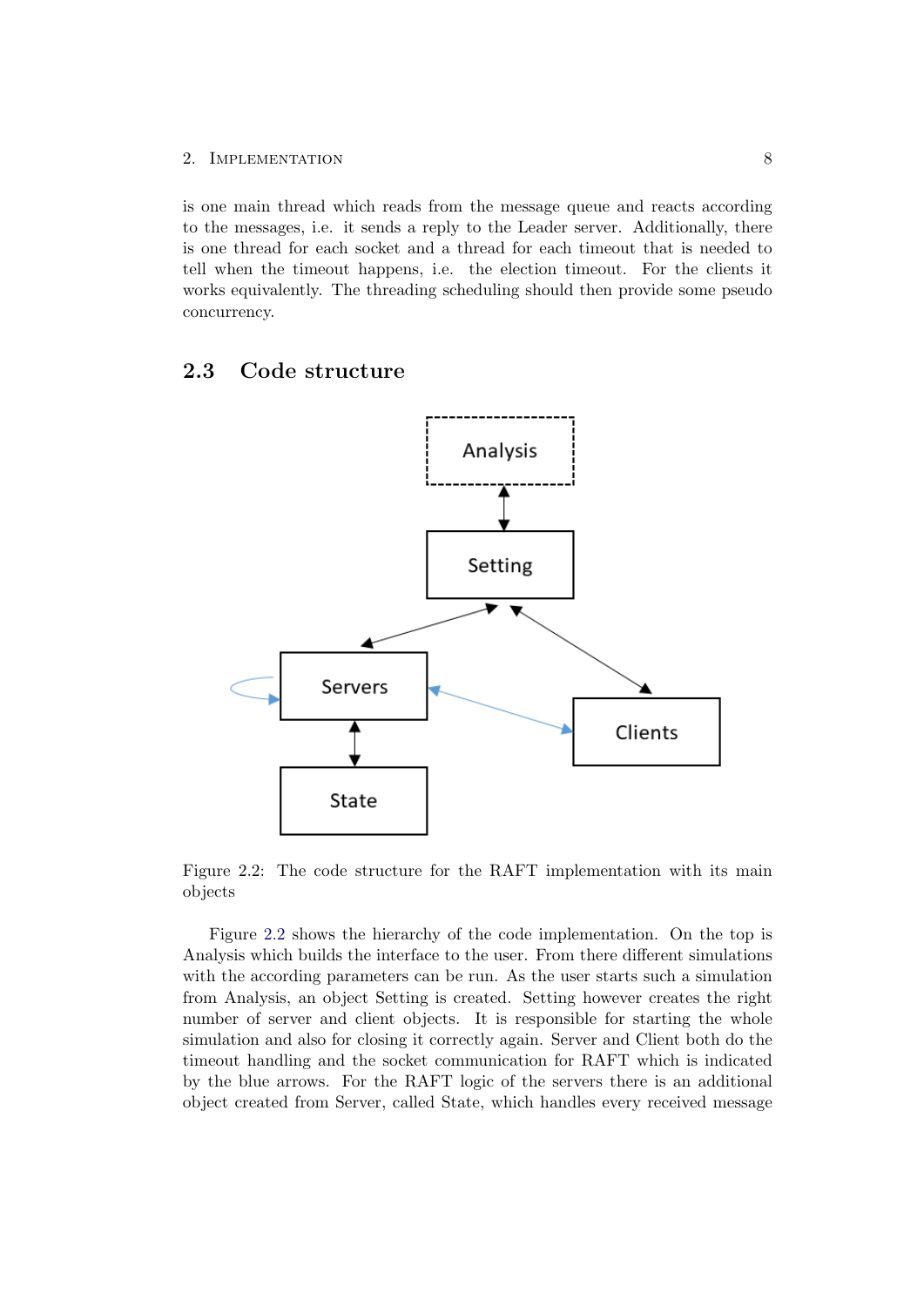is one main thread which reads from the message queue and reacts according to the messages, i.e. it sends a reply to the Leader server. Additionally, there is one thread for each socket and a thread for each timeout that is needed to tell when the timeout happens, i.e. the election timeout. For the clients it works equivalently. The threading scheduling should then provide some pseudo concurrency.

## 2.3 Code structure

Figure 2.2: The code structure for the RAFT implementation with its main objects

Figure 2.2 shows the hierarchy of the code implementation. On the top is Analysis which builds the interface to the user. From there different simulations with the according parameters can be run. As the user starts such a simulation from Analysis, an object Setting is created. Setting however creates the right number of server and client objects. It is responsible for starting the whole simulation and also for closing it correctly again. Server and Client both do the timeout handling and the socket communication for RAFT which is indicated by the blue arrows. For the RAFT logic of the servers there is an additional object created from Server, called State, which handles every received message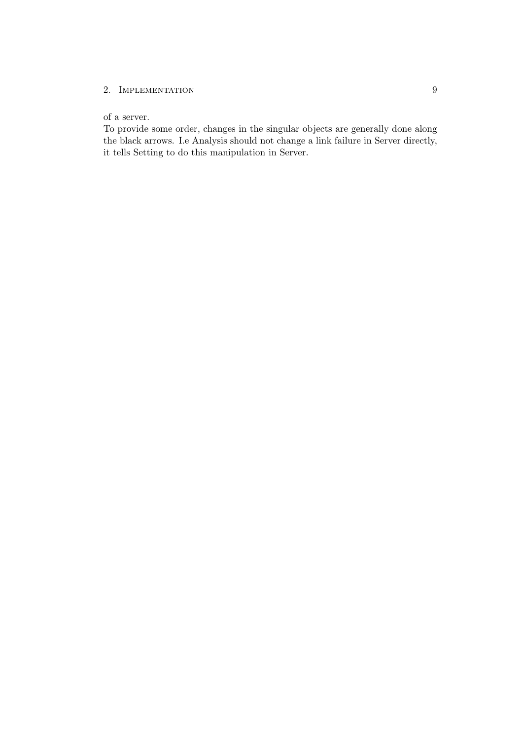of a server.
To provide some order, changes in the singular objects are generally done along the black arrows. I.e Analysis should not change a link failure in Server directly, it tells Setting to do this manipulation in Server.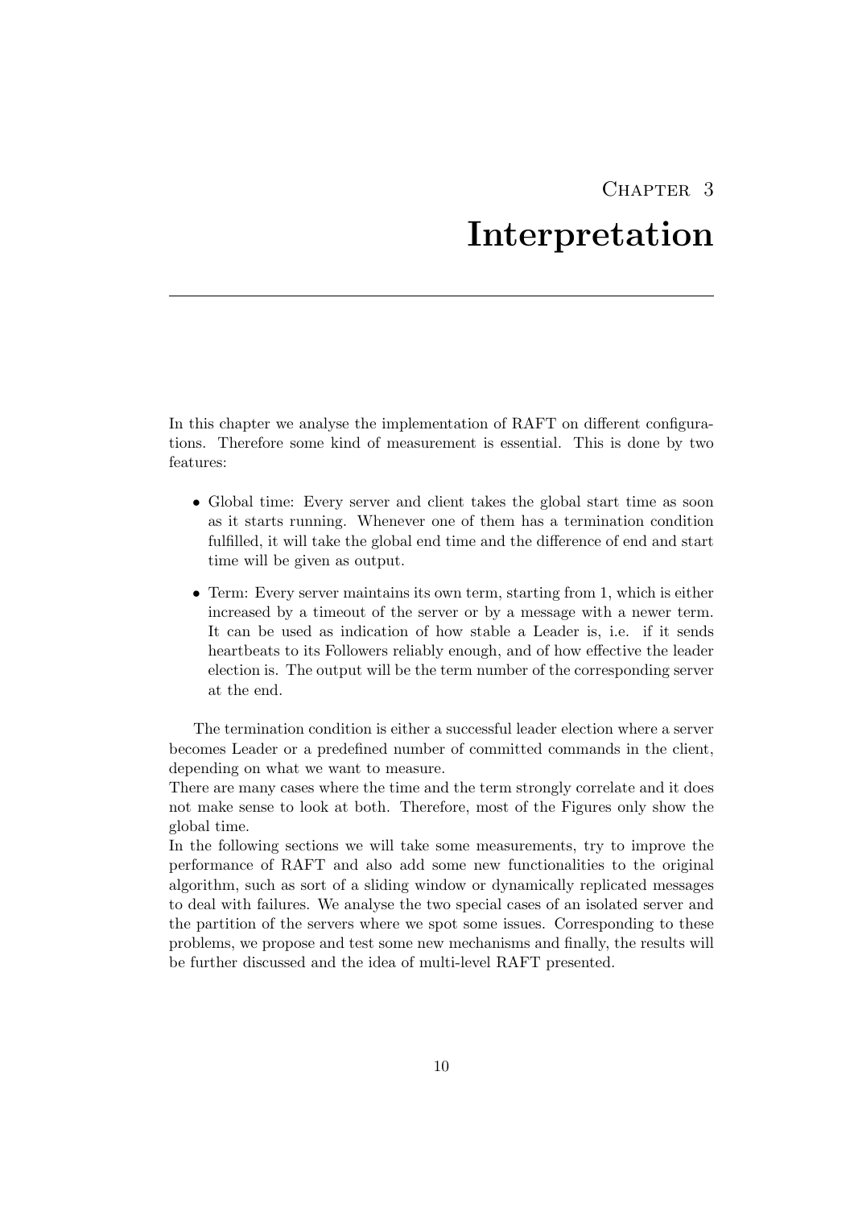# Chapter 3

# Interpretation

In this chapter we analyse the implementation of RAFT on different configurations. Therefore some kind of measurement is essential. This is done by two features:

- Global time: Every server and client takes the global start time as soon as it starts running. Whenever one of them has a termination condition fulfilled, it will take the global end time and the difference of end and start time will be given as output.
- Term: Every server maintains its own term, starting from 1, which is either increased by a timeout of the server or by a message with a newer term. It can be used as indication of how stable a Leader is, i.e. if it sends heartbeats to its Followers reliably enough, and of how effective the leader election is. The output will be the term number of the corresponding server at the end.

The termination condition is either a successful leader election where a server becomes Leader or a predefined number of committed commands in the client, depending on what we want to measure.
There are many cases where the time and the term strongly correlate and it does not make sense to look at both. Therefore, most of the Figures only show the global time.
In the following sections we will take some measurements, try to improve the performance of RAFT and also add some new functionalities to the original algorithm, such as sort of a sliding window or dynamically replicated messages to deal with failures. We analyse the two special cases of an isolated server and the partition of the servers where we spot some issues. Corresponding to these problems, we propose and test some new mechanisms and finally, the results will be further discussed and the idea of multi-level RAFT presented.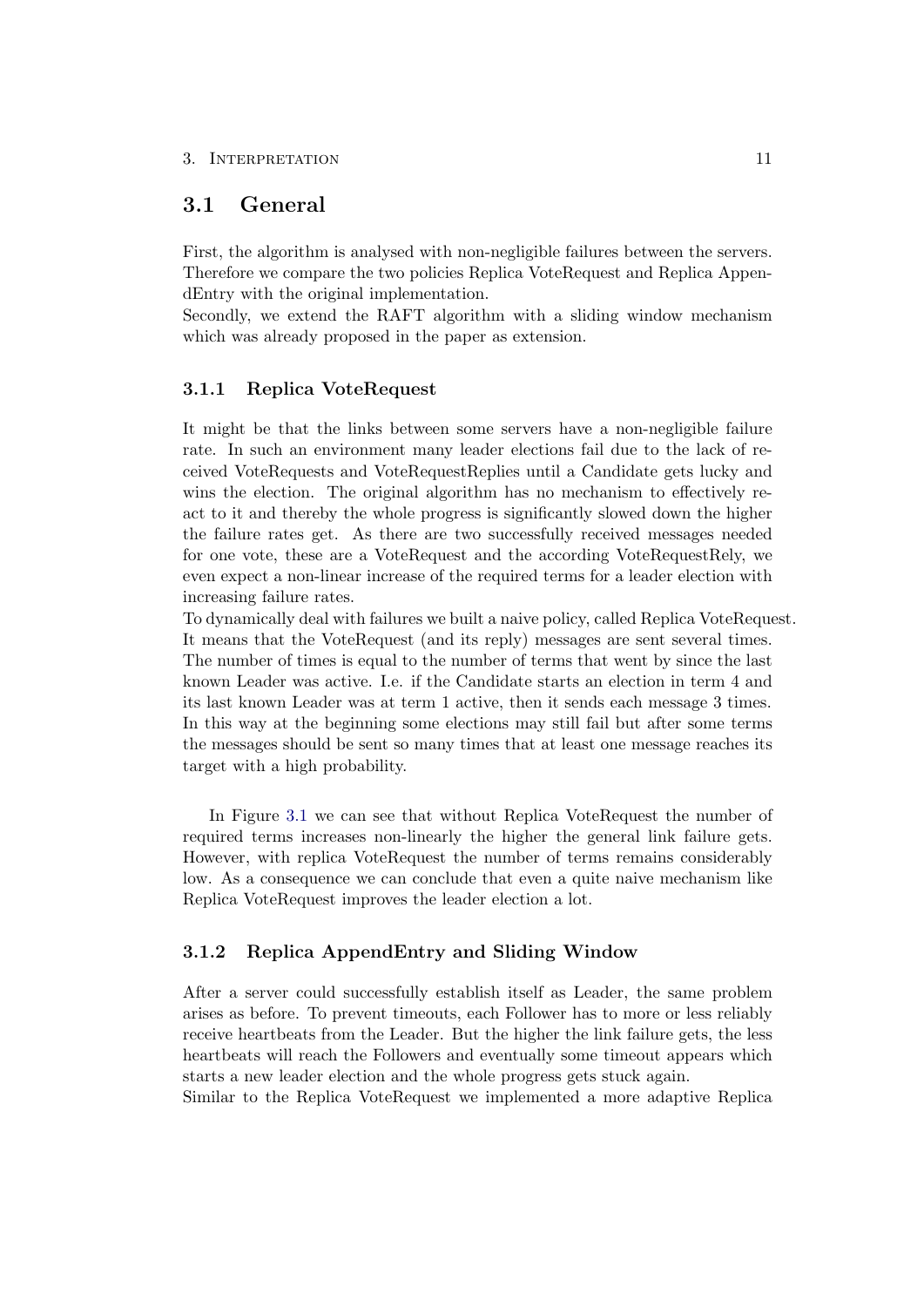## 3.1 General

First, the algorithm is analysed with non-negligible failures between the servers. Therefore we compare the two policies Replica VoteRequest and Replica AppendEntry with the original implementation.
Secondly, we extend the RAFT algorithm with a sliding window mechanism which was already proposed in the paper as extension.

### 3.1.1 Replica VoteRequest

It might be that the links between some servers have a non-negligible failure rate. In such an environment many leader elections fail due to the lack of received VoteRequests and VoteRequestReplies until a Candidate gets lucky and wins the election. The original algorithm has no mechanism to effectively react to it and thereby the whole progress is significantly slowed down the higher the failure rates get. As there are two successfully received messages needed for one vote, these are a VoteRequest and the according VoteRequestRely, we even expect a non-linear increase of the required terms for a leader election with increasing failure rates.
To dynamically deal with failures we built a naive policy, called Replica VoteRequest. It means that the VoteRequest (and its reply) messages are sent several times. The number of times is equal to the number of terms that went by since the last known Leader was active. I.e. if the Candidate starts an election in term 4 and its last known Leader was at term 1 active, then it sends each message 3 times. In this way at the beginning some elections may still fail but after some terms the messages should be sent so many times that at least one message reaches its target with a high probability.

In Figure 3.1 we can see that without Replica VoteRequest the number of required terms increases non-linearly the higher the general link failure gets. However, with replica VoteRequest the number of terms remains considerably low. As a consequence we can conclude that even a quite naive mechanism like Replica VoteRequest improves the leader election a lot.

### 3.1.2 Replica AppendEntry and Sliding Window

After a server could successfully establish itself as Leader, the same problem arises as before. To prevent timeouts, each Follower has to more or less reliably receive heartbeats from the Leader. But the higher the link failure gets, the less heartbeats will reach the Followers and eventually some timeout appears which starts a new leader election and the whole progress gets stuck again.
Similar to the Replica VoteRequest we implemented a more adaptive Replica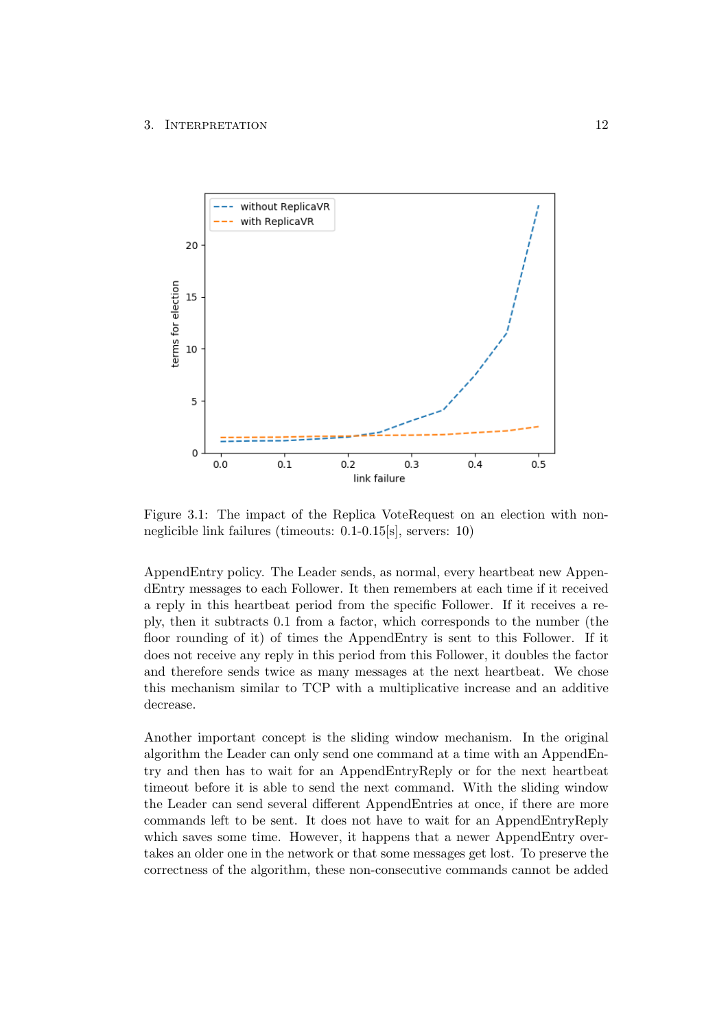Figure 3.1: The impact of the Replica VoteRequest on an election with non-neglicible link failures (timeouts: 0.1-0.15[s], servers: 10)

AppendEntry policy. The Leader sends, as normal, every heartbeat new AppendEntry messages to each Follower. It then remembers at each time if it received a reply in this heartbeat period from the specific Follower. If it receives a reply, then it subtracts 0.1 from a factor, which corresponds to the number (the floor rounding of it) of times the AppendEntry is sent to this Follower. If it does not receive any reply in this period from this Follower, it doubles the factor and therefore sends twice as many messages at the next heartbeat. We chose this mechanism similar to TCP with a multiplicative increase and an additive decrease.

Another important concept is the sliding window mechanism. In the original algorithm the Leader can only send one command at a time with an AppendEntry and then has to wait for an AppendEntryReply or for the next heartbeat timeout before it is able to send the next command. With the sliding window the Leader can send several different AppendEntries at once, if there are more commands left to be sent. It does not have to wait for an AppendEntryReply which saves some time. However, it happens that a newer AppendEntry overtakes an older one in the network or that some messages get lost. To preserve the correctness of the algorithm, these non-consecutive commands cannot be added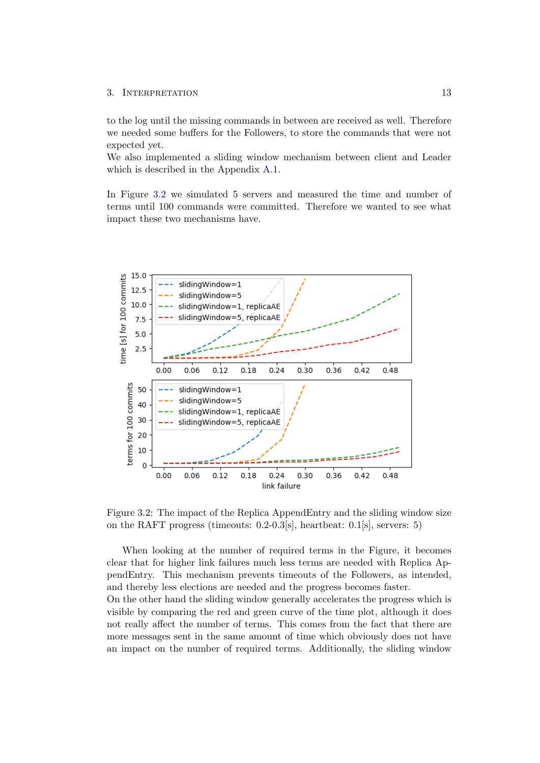to the log until the missing commands in between are received as well. Therefore we needed some buffers for the Followers, to store the commands that were not expected yet.
We also implemented a sliding window mechanism between client and Leader which is described in the Appendix A.1.

In Figure 3.2 we simulated 5 servers and measured the time and number of terms until 100 commands were committed. Therefore we wanted to see what impact these two mechanisms have.

Figure 3.2: The impact of the Replica AppendEntry and the sliding window size on the RAFT progress (timeouts: 0.2-0.3[s], heartbeat: 0.1[s], servers: 5)

When looking at the number of required terms in the Figure, it becomes clear that for higher link failures much less terms are needed with Replica AppendEntry. This mechanism prevents timeouts of the Followers, as intended, and thereby less elections are needed and the progress becomes faster.
On the other hand the sliding window generally accelerates the progress which is visible by comparing the red and green curve of the time plot, although it does not really affect the number of terms. This comes from the fact that there are more messages sent in the same amount of time which obviously does not have an impact on the number of required terms. Additionally, the sliding window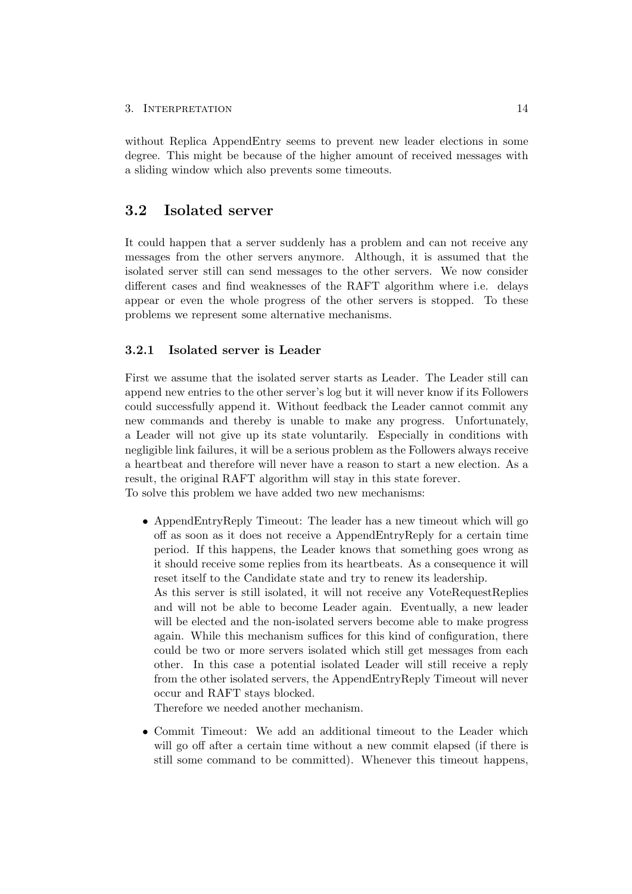without Replica AppendEntry seems to prevent new leader elections in some degree. This might be because of the higher amount of received messages with a sliding window which also prevents some timeouts.

## 3.2 Isolated server

It could happen that a server suddenly has a problem and can not receive any messages from the other servers anymore. Although, it is assumed that the isolated server still can send messages to the other servers. We now consider different cases and find weaknesses of the RAFT algorithm where i.e. delays appear or even the whole progress of the other servers is stopped. To these problems we represent some alternative mechanisms.

### 3.2.1 Isolated server is Leader

First we assume that the isolated server starts as Leader. The Leader still can append new entries to the other server's log but it will never know if its Followers could successfully append it. Without feedback the Leader cannot commit any new commands and thereby is unable to make any progress. Unfortunately, a Leader will not give up its state voluntarily. Especially in conditions with negligible link failures, it will be a serious problem as the Followers always receive a heartbeat and therefore will never have a reason to start a new election. As a result, the original RAFT algorithm will stay in this state forever.
To solve this problem we have added two new mechanisms:

- AppendEntryReply Timeout: The leader has a new timeout which will go off as soon as it does not receive a AppendEntryReply for a certain time period. If this happens, the Leader knows that something goes wrong as it should receive some replies from its heartbeats. As a consequence it will reset itself to the Candidate state and try to renew its leadership.
  As this server is still isolated, it will not receive any VoteRequestReplies and will not be able to become Leader again. Eventually, a new leader will be elected and the non-isolated servers become able to make progress again. While this mechanism suffices for this kind of configuration, there could be two or more servers isolated which still get messages from each other. In this case a potential isolated Leader will still receive a reply from the other isolated servers, the AppendEntryReply Timeout will never occur and RAFT stays blocked.
  Therefore we needed another mechanism.
- Commit Timeout: We add an additional timeout to the Leader which will go off after a certain time without a new commit elapsed (if there is still some command to be committed). Whenever this timeout happens,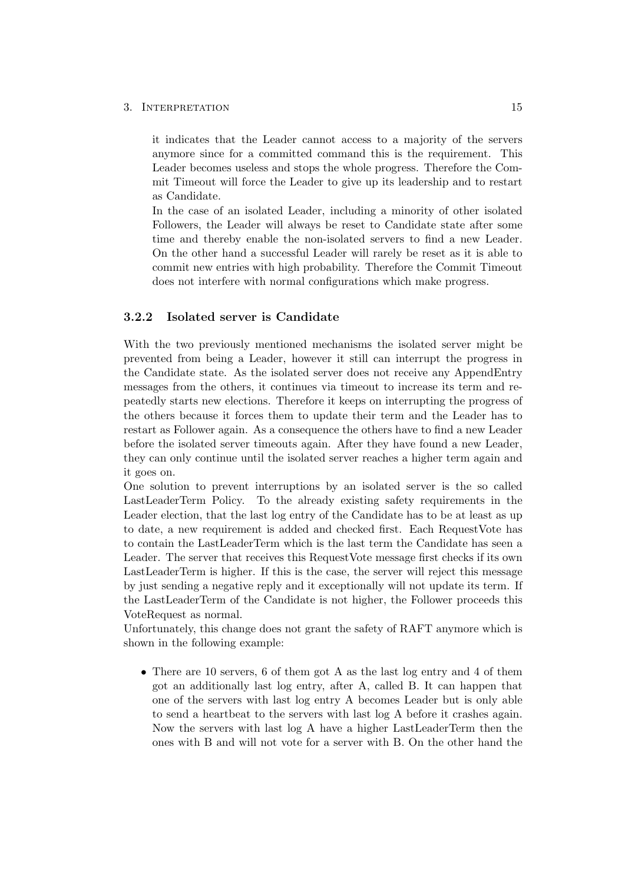it indicates that the Leader cannot access to a majority of the servers anymore since for a committed command this is the requirement. This Leader becomes useless and stops the whole progress. Therefore the Commit Timeout will force the Leader to give up its leadership and to restart as Candidate.

In the case of an isolated Leader, including a minority of other isolated Followers, the Leader will always be reset to Candidate state after some time and thereby enable the non-isolated servers to find a new Leader. On the other hand a successful Leader will rarely be reset as it is able to commit new entries with high probability. Therefore the Commit Timeout does not interfere with normal configurations which make progress.

### 3.2.2 Isolated server is Candidate

With the two previously mentioned mechanisms the isolated server might be prevented from being a Leader, however it still can interrupt the progress in the Candidate state. As the isolated server does not receive any AppendEntry messages from the others, it continues via timeout to increase its term and repeatedly starts new elections. Therefore it keeps on interrupting the progress of the others because it forces them to update their term and the Leader has to restart as Follower again. As a consequence the others have to find a new Leader before the isolated server timeouts again. After they have found a new Leader, they can only continue until the isolated server reaches a higher term again and it goes on.

One solution to prevent interruptions by an isolated server is the so called LastLeaderTerm Policy. To the already existing safety requirements in the Leader election, that the last log entry of the Candidate has to be at least as up to date, a new requirement is added and checked first. Each RequestVote has to contain the LastLeaderTerm which is the last term the Candidate has seen a Leader. The server that receives this RequestVote message first checks if its own LastLeaderTerm is higher. If this is the case, the server will reject this message by just sending a negative reply and it exceptionally will not update its term. If the LastLeaderTerm of the Candidate is not higher, the Follower proceeds this VoteRequest as normal.

Unfortunately, this change does not grant the safety of RAFT anymore which is shown in the following example:

- There are 10 servers, 6 of them got A as the last log entry and 4 of them got an additionally last log entry, after A, called B. It can happen that one of the servers with last log entry A becomes Leader but is only able to send a heartbeat to the servers with last log A before it crashes again. Now the servers with last log A have a higher LastLeaderTerm then the ones with B and will not vote for a server with B. On the other hand the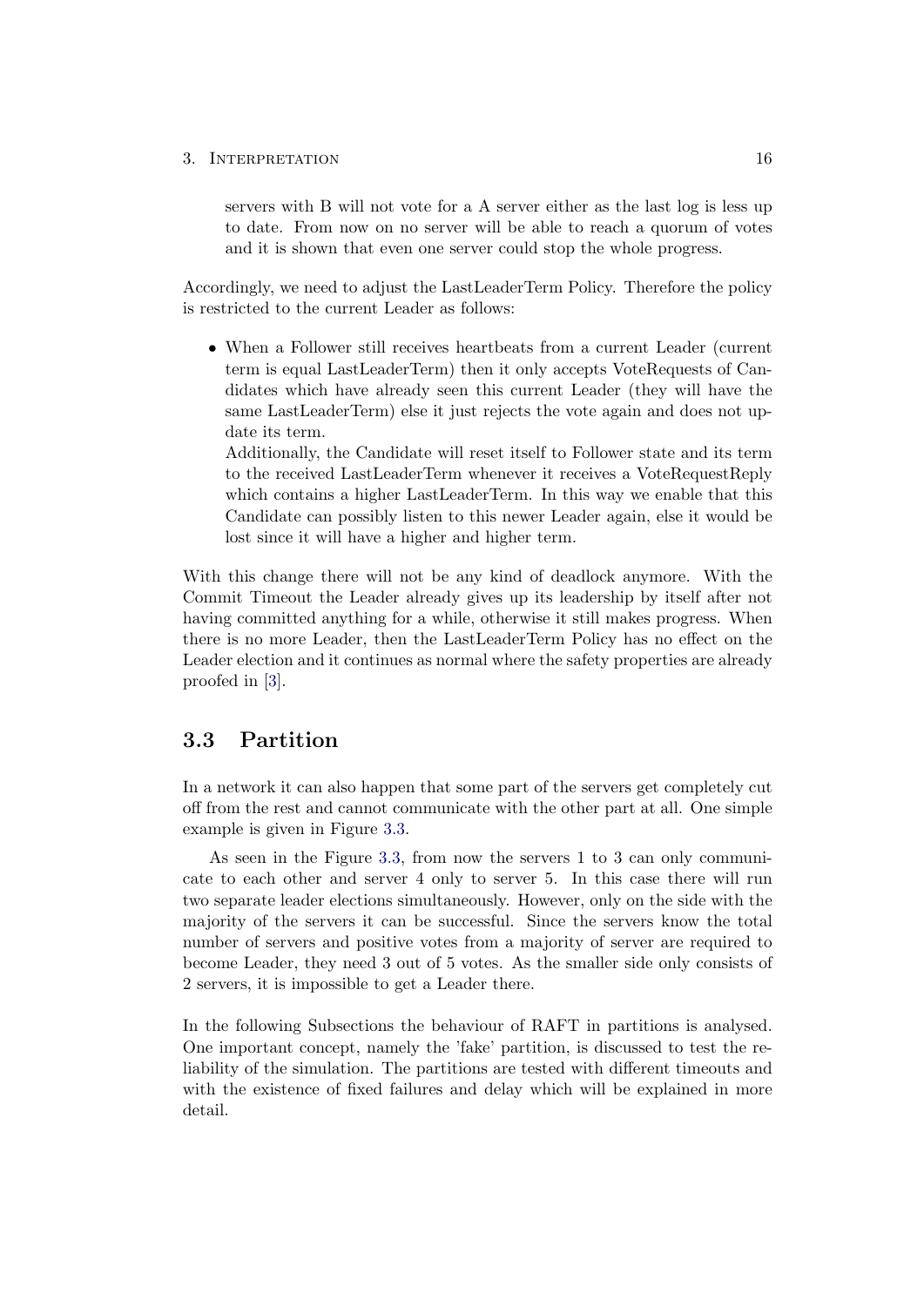servers with B will not vote for a A server either as the last log is less up to date. From now on no server will be able to reach a quorum of votes and it is shown that even one server could stop the whole progress.

Accordingly, we need to adjust the LastLeaderTerm Policy. Therefore the policy is restricted to the current Leader as follows:

- When a Follower still receives heartbeats from a current Leader (current term is equal LastLeaderTerm) then it only accepts VoteRequests of Candidates which have already seen this current Leader (they will have the same LastLeaderTerm) else it just rejects the vote again and does not update its term.
  Additionally, the Candidate will reset itself to Follower state and its term to the received LastLeaderTerm whenever it receives a VoteRequestReply which contains a higher LastLeaderTerm. In this way we enable that this Candidate can possibly listen to this newer Leader again, else it would be lost since it will have a higher and higher term.

With this change there will not be any kind of deadlock anymore. With the Commit Timeout the Leader already gives up its leadership by itself after not having committed anything for a while, otherwise it still makes progress. When there is no more Leader, then the LastLeaderTerm Policy has no effect on the Leader election and it continues as normal where the safety properties are already proofed in [3].

## 3.3 Partition

In a network it can also happen that some part of the servers get completely cut off from the rest and cannot communicate with the other part at all. One simple example is given in Figure 3.3.

As seen in the Figure 3.3, from now the servers 1 to 3 can only communicate to each other and server 4 only to server 5. In this case there will run two separate leader elections simultaneously. However, only on the side with the majority of the servers it can be successful. Since the servers know the total number of servers and positive votes from a majority of server are required to become Leader, they need 3 out of 5 votes. As the smaller side only consists of 2 servers, it is impossible to get a Leader there.

In the following Subsections the behaviour of RAFT in partitions is analysed. One important concept, namely the 'fake' partition, is discussed to test the reliability of the simulation. The partitions are tested with different timeouts and with the existence of fixed failures and delay which will be explained in more detail.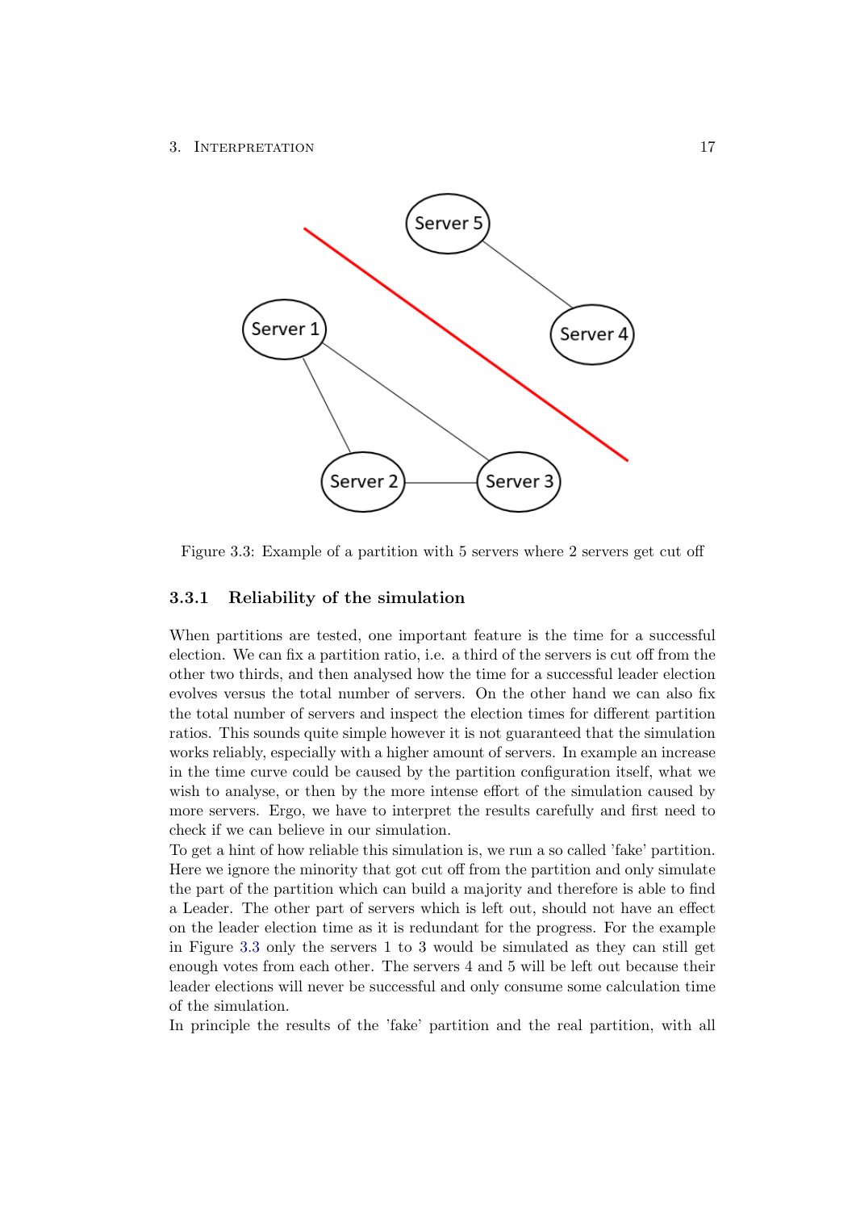Figure 3.3: Example of a partition with 5 servers where 2 servers get cut off

### 3.3.1 Reliability of the simulation

When partitions are tested, one important feature is the time for a successful election. We can fix a partition ratio, i.e. a third of the servers is cut off from the other two thirds, and then analysed how the time for a successful leader election evolves versus the total number of servers. On the other hand we can also fix the total number of servers and inspect the election times for different partition ratios. This sounds quite simple however it is not guaranteed that the simulation works reliably, especially with a higher amount of servers. In example an increase in the time curve could be caused by the partition configuration itself, what we wish to analyse, or then by the more intense effort of the simulation caused by more servers. Ergo, we have to interpret the results carefully and first need to check if we can believe in our simulation.
To get a hint of how reliable this simulation is, we run a so called 'fake' partition. Here we ignore the minority that got cut off from the partition and only simulate the part of the partition which can build a majority and therefore is able to find a Leader. The other part of servers which is left out, should not have an effect on the leader election time as it is redundant for the progress. For the example in Figure 3.3 only the servers 1 to 3 would be simulated as they can still get enough votes from each other. The servers 4 and 5 will be left out because their leader elections will never be successful and only consume some calculation time of the simulation.
In principle the results of the 'fake' partition and the real partition, with all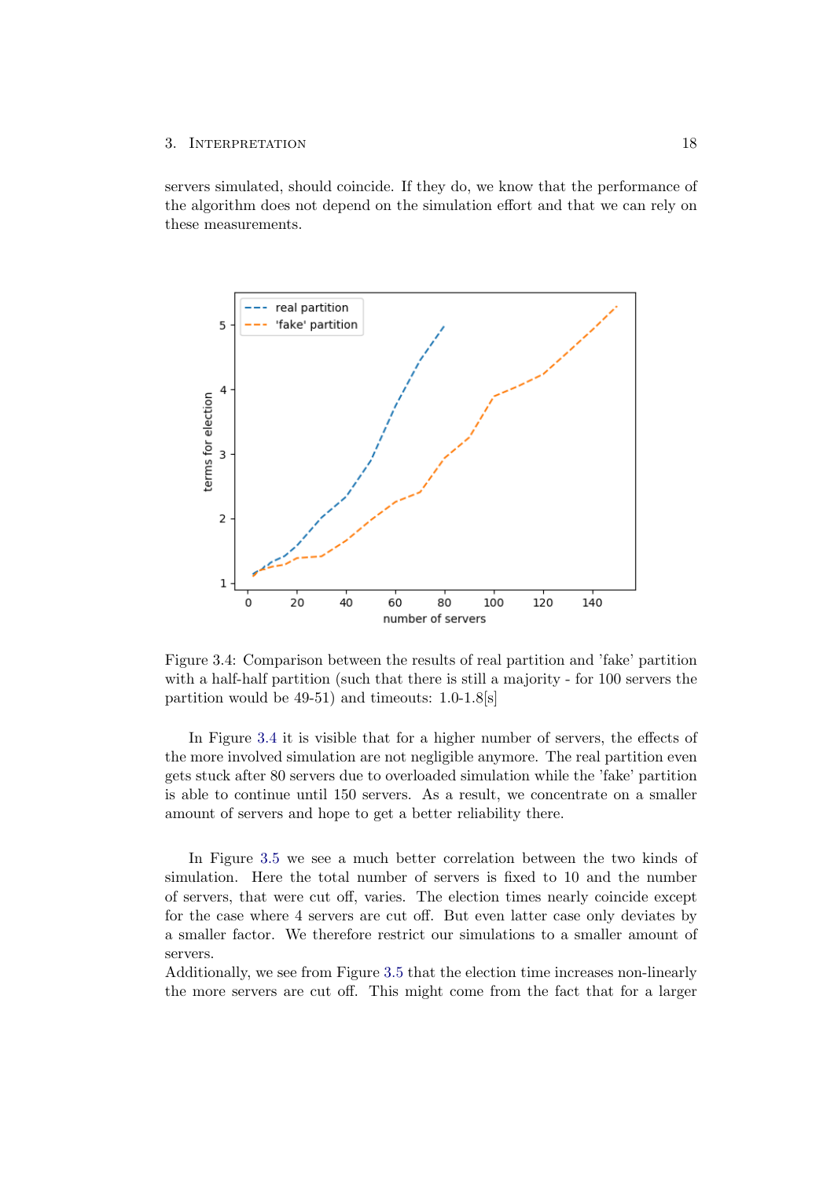servers simulated, should coincide. If they do, we know that the performance of the algorithm does not depend on the simulation effort and that we can rely on these measurements.

Figure 3.4: Comparison between the results of real partition and 'fake' partition with a half-half partition (such that there is still a majority - for 100 servers the partition would be 49-51) and timeouts: 1.0-1.8[s]

In Figure 3.4 it is visible that for a higher number of servers, the effects of the more involved simulation are not negligible anymore. The real partition even gets stuck after 80 servers due to overloaded simulation while the 'fake' partition is able to continue until 150 servers. As a result, we concentrate on a smaller amount of servers and hope to get a better reliability there.

In Figure 3.5 we see a much better correlation between the two kinds of simulation. Here the total number of servers is fixed to 10 and the number of servers, that were cut off, varies. The election times nearly coincide except for the case where 4 servers are cut off. But even latter case only deviates by a smaller factor. We therefore restrict our simulations to a smaller amount of servers.
Additionally, we see from Figure 3.5 that the election time increases non-linearly the more servers are cut off. This might come from the fact that for a larger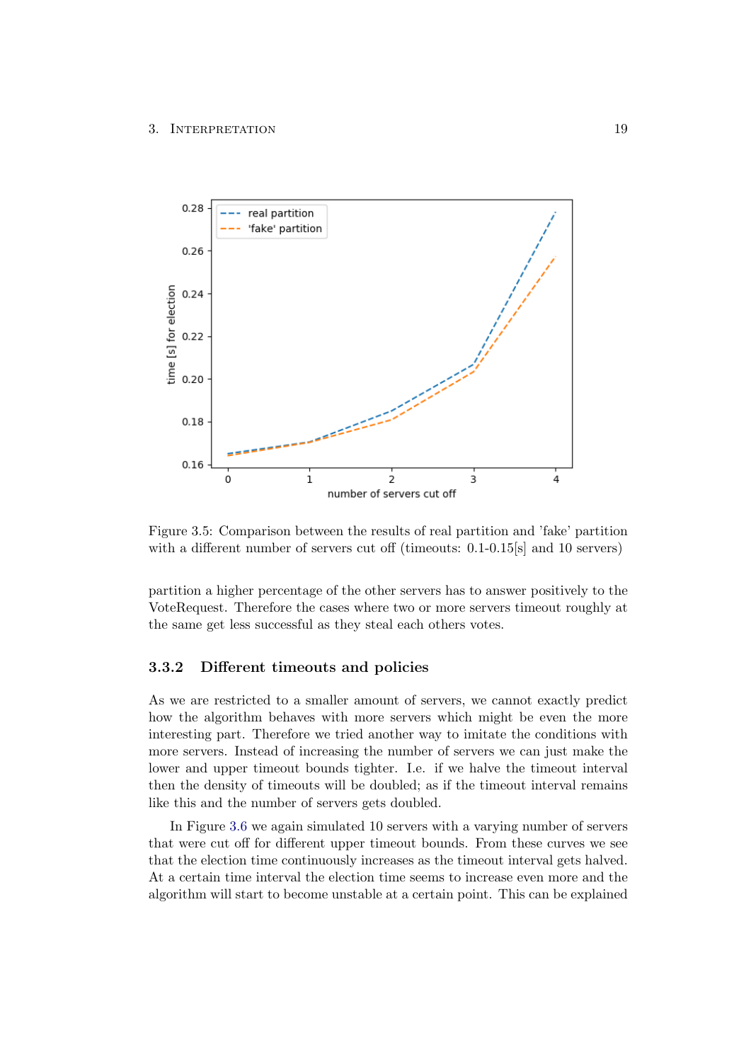Figure 3.5: Comparison between the results of real partition and 'fake' partition with a different number of servers cut off (timeouts: 0.1-0.15[s] and 10 servers)

partition a higher percentage of the other servers has to answer positively to the VoteRequest. Therefore the cases where two or more servers timeout roughly at the same get less successful as they steal each others votes.

### 3.3.2 Different timeouts and policies

As we are restricted to a smaller amount of servers, we cannot exactly predict how the algorithm behaves with more servers which might be even the more interesting part. Therefore we tried another way to imitate the conditions with more servers. Instead of increasing the number of servers we can just make the lower and upper timeout bounds tighter. I.e. if we halve the timeout interval then the density of timeouts will be doubled; as if the timeout interval remains like this and the number of servers gets doubled.

In Figure 3.6 we again simulated 10 servers with a varying number of servers that were cut off for different upper timeout bounds. From these curves we see that the election time continuously increases as the timeout interval gets halved. At a certain time interval the election time seems to increase even more and the algorithm will start to become unstable at a certain point. This can be explained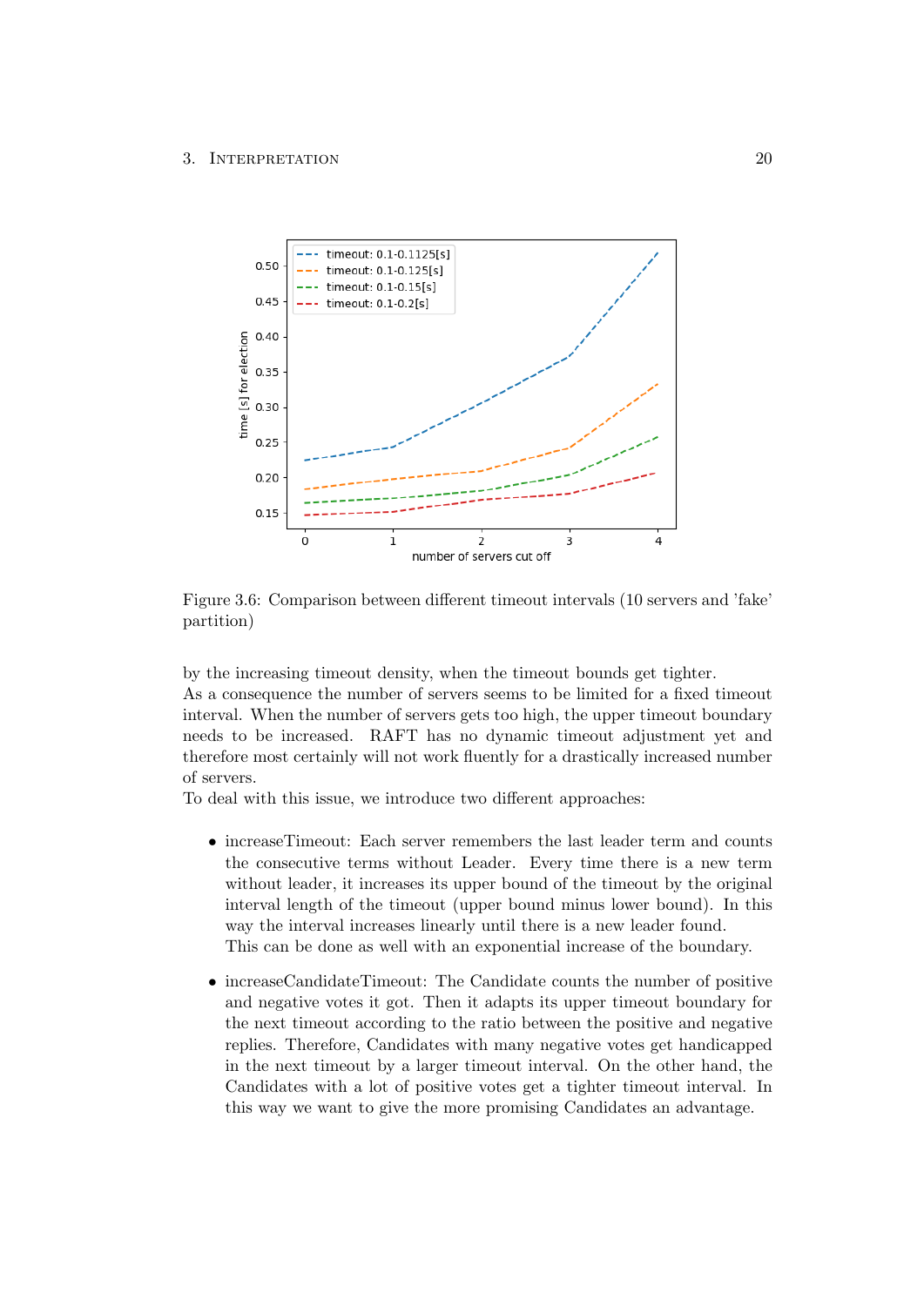Figure 3.6: Comparison between different timeout intervals (10 servers and 'fake' partition)

by the increasing timeout density, when the timeout bounds get tighter.
As a consequence the number of servers seems to be limited for a fixed timeout interval. When the number of servers gets too high, the upper timeout boundary needs to be increased. RAFT has no dynamic timeout adjustment yet and therefore most certainly will not work fluently for a drastically increased number of servers.
To deal with this issue, we introduce two different approaches:

- increaseTimeout: Each server remembers the last leader term and counts the consecutive terms without Leader. Every time there is a new term without leader, it increases its upper bound of the timeout by the original interval length of the timeout (upper bound minus lower bound). In this way the interval increases linearly until there is a new leader found.
  This can be done as well with an exponential increase of the boundary.
- increaseCandidateTimeout: The Candidate counts the number of positive and negative votes it got. Then it adapts its upper timeout boundary for the next timeout according to the ratio between the positive and negative replies. Therefore, Candidates with many negative votes get handicapped in the next timeout by a larger timeout interval. On the other hand, the Candidates with a lot of positive votes get a tighter timeout interval. In this way we want to give the more promising Candidates an advantage.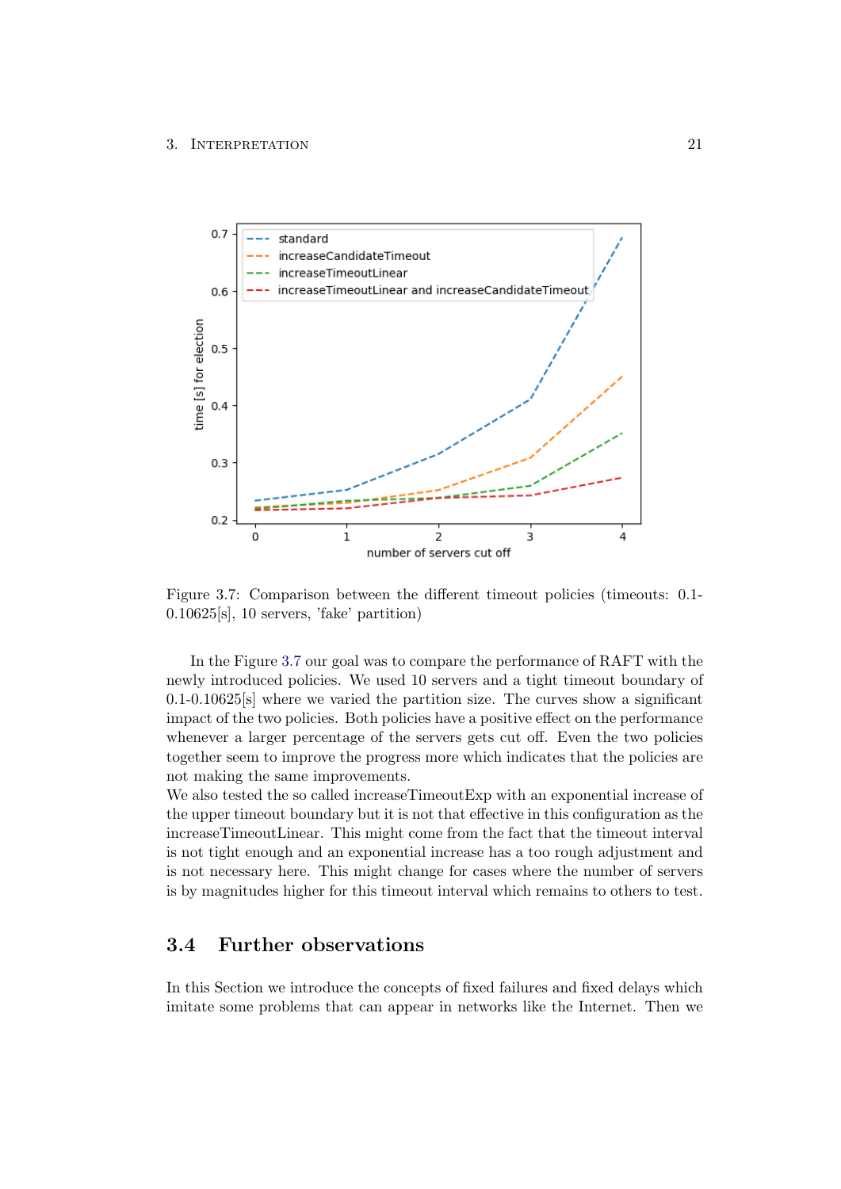Figure 3.7: Comparison between the different timeout policies (timeouts: 0.1-0.10625[s], 10 servers, 'fake' partition)

In the Figure 3.7 our goal was to compare the performance of RAFT with the newly introduced policies. We used 10 servers and a tight timeout boundary of 0.1-0.10625[s] where we varied the partition size. The curves show a significant impact of the two policies. Both policies have a positive effect on the performance whenever a larger percentage of the servers gets cut off. Even the two policies together seem to improve the progress more which indicates that the policies are not making the same improvements.
We also tested the so called increaseTimeoutExp with an exponential increase of the upper timeout boundary but it is not that effective in this configuration as the increaseTimeoutLinear. This might come from the fact that the timeout interval is not tight enough and an exponential increase has a too rough adjustment and is not necessary here. This might change for cases where the number of servers is by magnitudes higher for this timeout interval which remains to others to test.

## 3.4 Further observations

In this Section we introduce the concepts of fixed failures and fixed delays which imitate some problems that can appear in networks like the Internet. Then we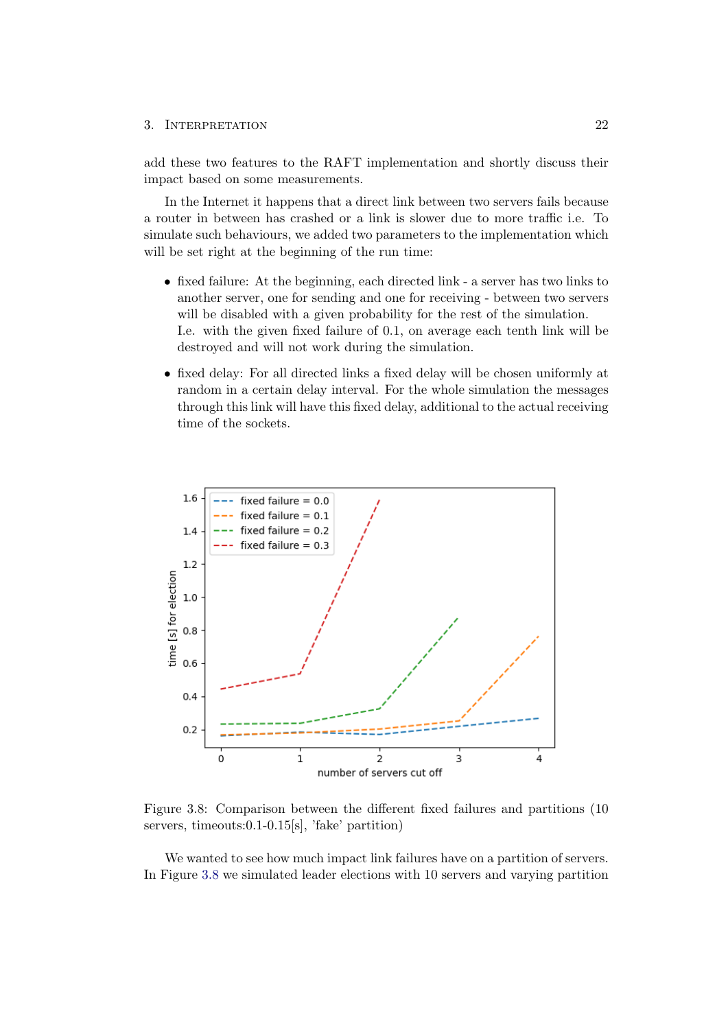add these two features to the RAFT implementation and shortly discuss their impact based on some measurements.

In the Internet it happens that a direct link between two servers fails because a router in between has crashed or a link is slower due to more traffic i.e. To simulate such behaviours, we added two parameters to the implementation which will be set right at the beginning of the run time:

- fixed failure: At the beginning, each directed link - a server has two links to another server, one for sending and one for receiving - between two servers will be disabled with a given probability for the rest of the simulation. I.e. with the given fixed failure of 0.1, on average each tenth link will be destroyed and will not work during the simulation.
- fixed delay: For all directed links a fixed delay will be chosen uniformly at random in a certain delay interval. For the whole simulation the messages through this link will have this fixed delay, additional to the actual receiving time of the sockets.

Figure 3.8: Comparison between the different fixed failures and partitions (10 servers, timeouts:0.1-0.15[s], 'fake' partition)

We wanted to see how much impact link failures have on a partition of servers. In Figure 3.8 we simulated leader elections with 10 servers and varying partition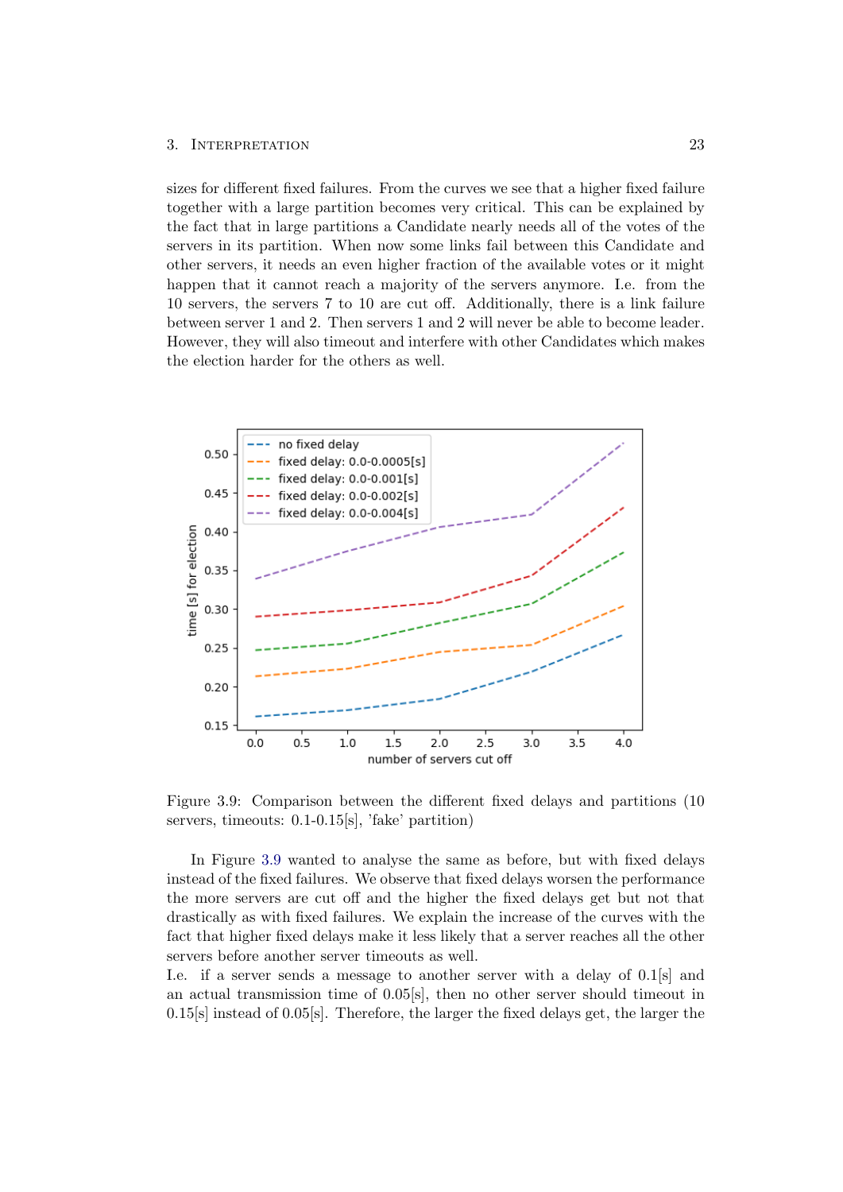sizes for different fixed failures. From the curves we see that a higher fixed failure together with a large partition becomes very critical. This can be explained by the fact that in large partitions a Candidate nearly needs all of the votes of the servers in its partition. When now some links fail between this Candidate and other servers, it needs an even higher fraction of the available votes or it might happen that it cannot reach a majority of the servers anymore. I.e. from the 10 servers, the servers 7 to 10 are cut off. Additionally, there is a link failure between server 1 and 2. Then servers 1 and 2 will never be able to become leader. However, they will also timeout and interfere with other Candidates which makes the election harder for the others as well.

Figure 3.9: Comparison between the different fixed delays and partitions (10 servers, timeouts: 0.1-0.15[s], 'fake' partition)

In Figure 3.9 wanted to analyse the same as before, but with fixed delays instead of the fixed failures. We observe that fixed delays worsen the performance the more servers are cut off and the higher the fixed delays get but not that drastically as with fixed failures. We explain the increase of the curves with the fact that higher fixed delays make it less likely that a server reaches all the other servers before another server timeouts as well.
I.e. if a server sends a message to another server with a delay of 0.1[s] and an actual transmission time of 0.05[s], then no other server should timeout in 0.15[s] instead of 0.05[s]. Therefore, the larger the fixed delays get, the larger the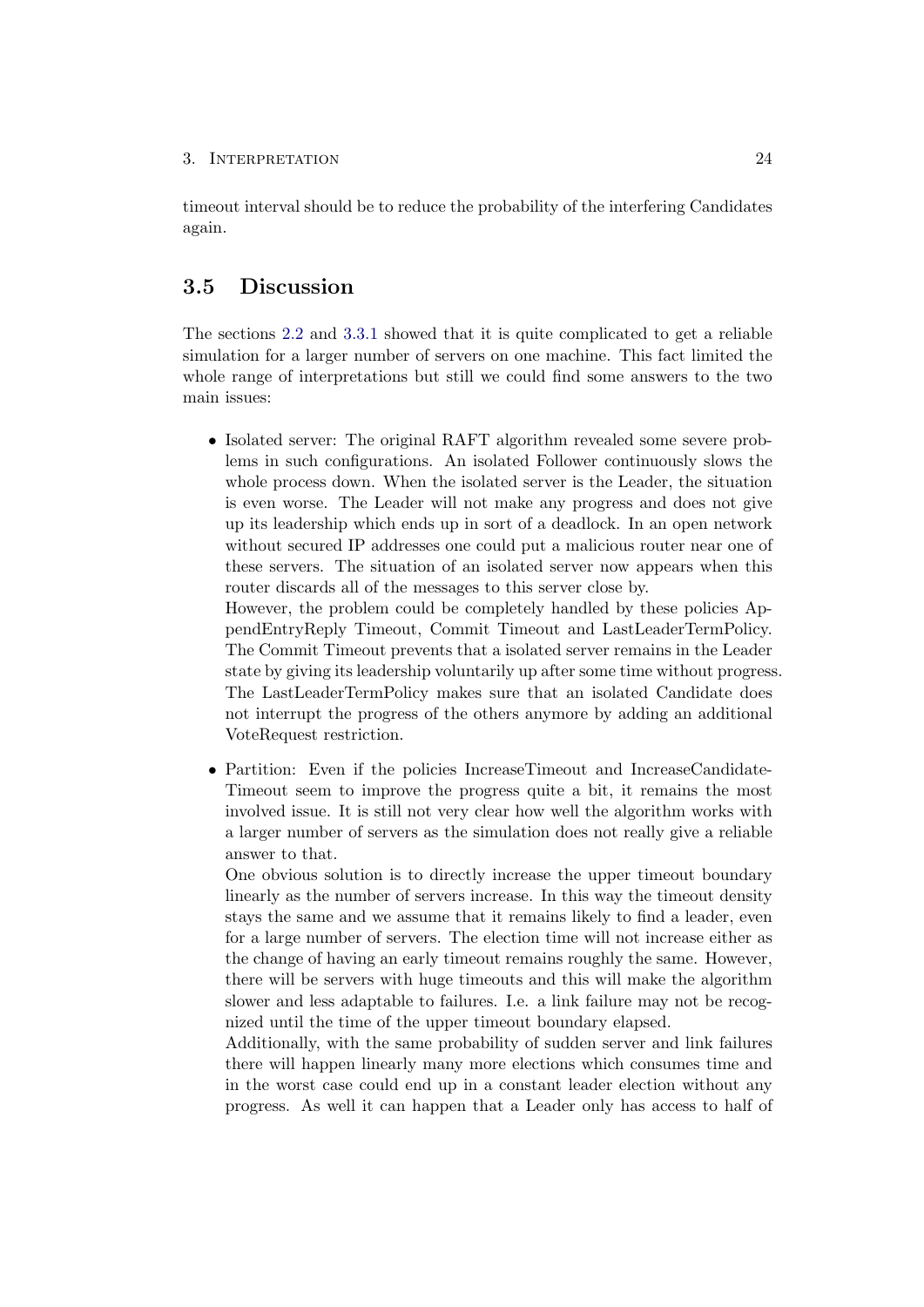timeout interval should be to reduce the probability of the interfering Candidates again.

## 3.5 Discussion

The sections 2.2 and 3.3.1 showed that it is quite complicated to get a reliable simulation for a larger number of servers on one machine. This fact limited the whole range of interpretations but still we could find some answers to the two main issues:

- Isolated server: The original RAFT algorithm revealed some severe problems in such configurations. An isolated Follower continuously slows the whole process down. When the isolated server is the Leader, the situation is even worse. The Leader will not make any progress and does not give up its leadership which ends up in sort of a deadlock. In an open network without secured IP addresses one could put a malicious router near one of these servers. The situation of an isolated server now appears when this router discards all of the messages to this server close by.
  However, the problem could be completely handled by these policies AppendEntryReply Timeout, Commit Timeout and LastLeaderTermPolicy. The Commit Timeout prevents that a isolated server remains in the Leader state by giving its leadership voluntarily up after some time without progress. The LastLeaderTermPolicy makes sure that an isolated Candidate does not interrupt the progress of the others anymore by adding an additional VoteRequest restriction.

- Partition: Even if the policies IncreaseTimeout and IncreaseCandidateTimeout seem to improve the progress quite a bit, it remains the most involved issue. It is still not very clear how well the algorithm works with a larger number of servers as the simulation does not really give a reliable answer to that.
  One obvious solution is to directly increase the upper timeout boundary linearly as the number of servers increase. In this way the timeout density stays the same and we assume that it remains likely to find a leader, even for a large number of servers. The election time will not increase either as the change of having an early timeout remains roughly the same. However, there will be servers with huge timeouts and this will make the algorithm slower and less adaptable to failures. I.e. a link failure may not be recognized until the time of the upper timeout boundary elapsed.
  Additionally, with the same probability of sudden server and link failures there will happen linearly many more elections which consumes time and in the worst case could end up in a constant leader election without any progress. As well it can happen that a Leader only has access to half of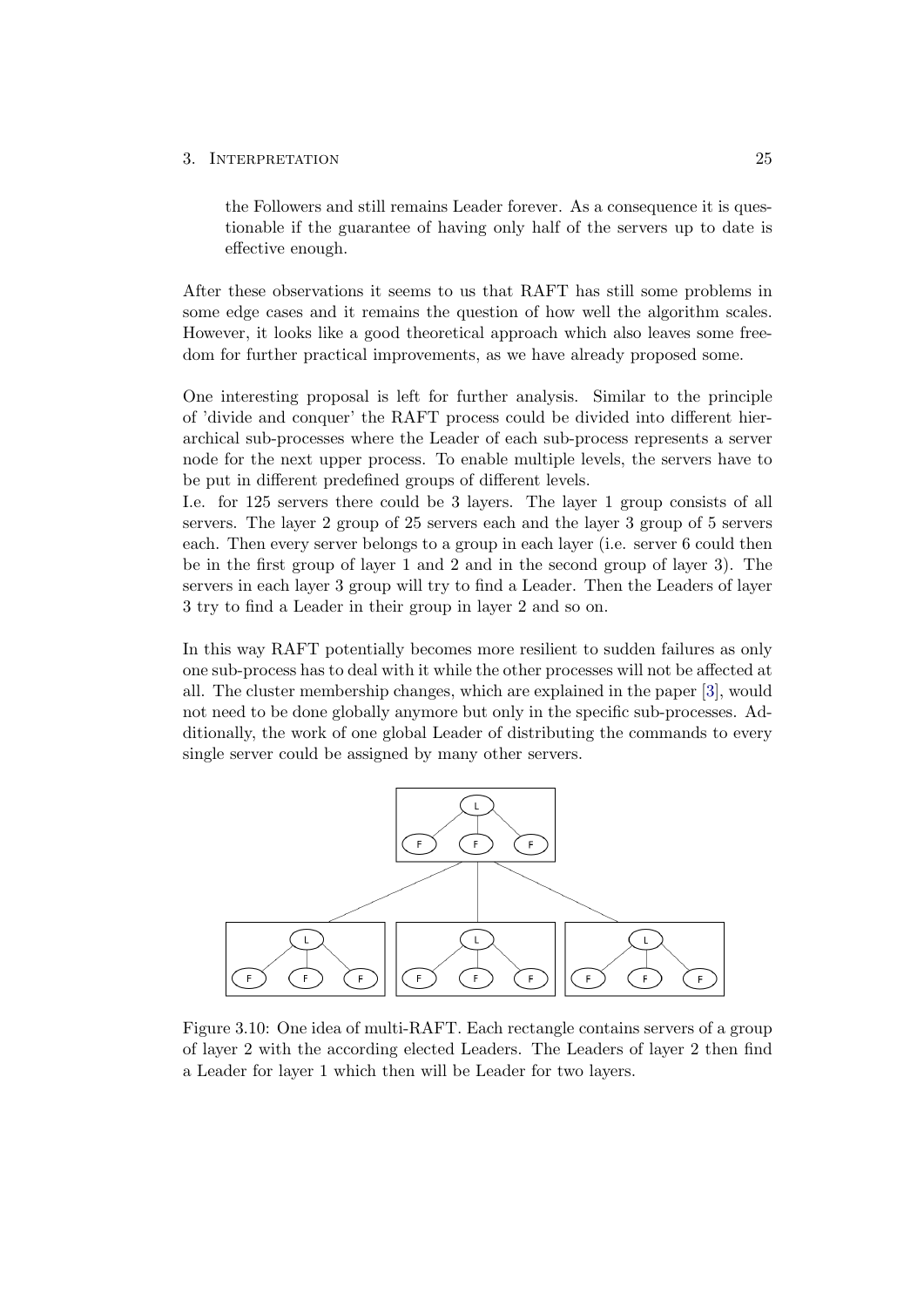the Followers and still remains Leader forever. As a consequence it is questionable if the guarantee of having only half of the servers up to date is effective enough.

After these observations it seems to us that RAFT has still some problems in some edge cases and it remains the question of how well the algorithm scales. However, it looks like a good theoretical approach which also leaves some freedom for further practical improvements, as we have already proposed some.

One interesting proposal is left for further analysis. Similar to the principle of 'divide and conquer' the RAFT process could be divided into different hierarchical sub-processes where the Leader of each sub-process represents a server node for the next upper process. To enable multiple levels, the servers have to be put in different predefined groups of different levels.
I.e. for 125 servers there could be 3 layers. The layer 1 group consists of all servers. The layer 2 group of 25 servers each and the layer 3 group of 5 servers each. Then every server belongs to a group in each layer (i.e. server 6 could then be in the first group of layer 1 and 2 and in the second group of layer 3). The servers in each layer 3 group will try to find a Leader. Then the Leaders of layer 3 try to find a Leader in their group in layer 2 and so on.

In this way RAFT potentially becomes more resilient to sudden failures as only one sub-process has to deal with it while the other processes will not be affected at all. The cluster membership changes, which are explained in the paper [3], would not need to be done globally anymore but only in the specific sub-processes. Additionally, the work of one global Leader of distributing the commands to every single server could be assigned by many other servers.

Figure 3.10: One idea of multi-RAFT. Each rectangle contains servers of a group of layer 2 with the according elected Leaders. The Leaders of layer 2 then find a Leader for layer 1 which then will be Leader for two layers.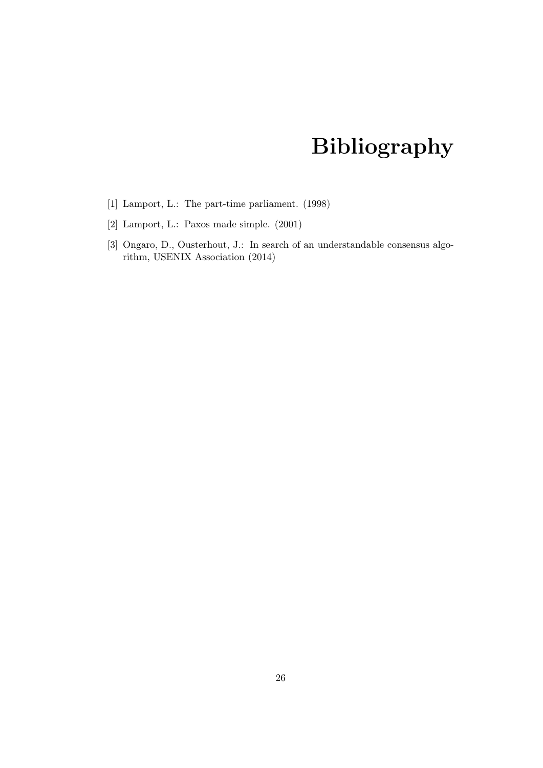# Bibliography

[1] Lamport, L.: The part-time parliament. (1998)

[2] Lamport, L.: Paxos made simple. (2001)

[3] Ongaro, D., Ousterhout, J.: In search of an understandable consensus algorithm, USENIX Association (2014)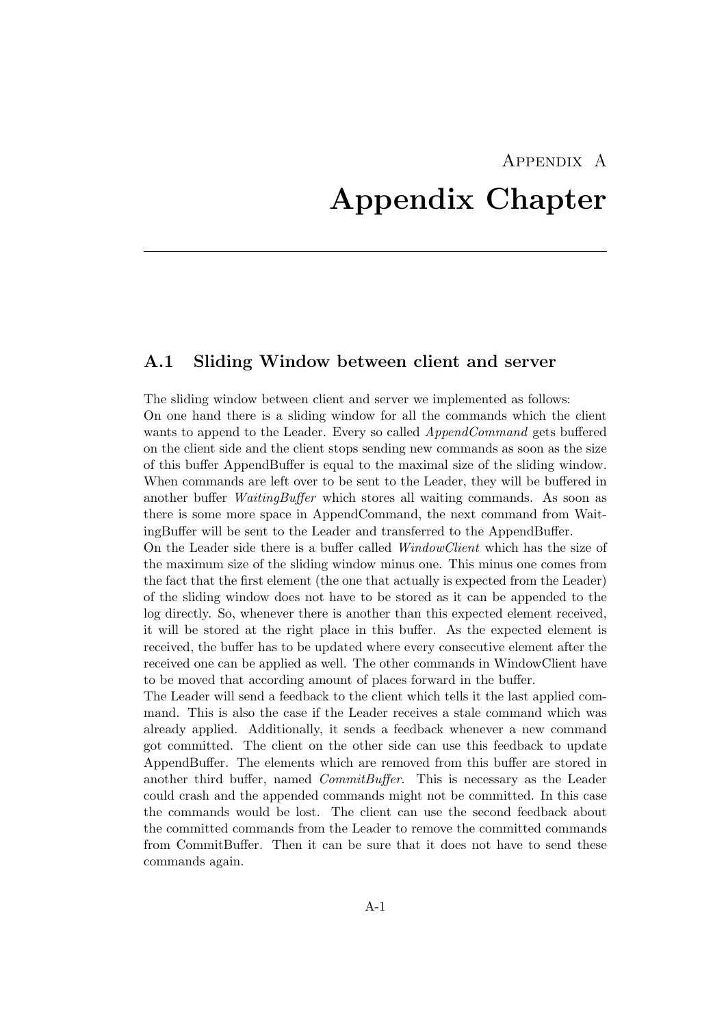# Appendix A

# Appendix Chapter

## A.1 Sliding Window between client and server

The sliding window between client and server we implemented as follows:
On one hand there is a sliding window for all the commands which the client wants to append to the Leader. Every so called *AppendCommand* gets buffered on the client side and the client stops sending new commands as soon as the size of this buffer AppendBuffer is equal to the maximal size of the sliding window. When commands are left over to be sent to the Leader, they will be buffered in another buffer *WaitingBuffer* which stores all waiting commands. As soon as there is some more space in AppendCommand, the next command from WaitingBuffer will be sent to the Leader and transferred to the AppendBuffer.
On the Leader side there is a buffer called *WindowClient* which has the size of the maximum size of the sliding window minus one. This minus one comes from the fact that the first element (the one that actually is expected from the Leader) of the sliding window does not have to be stored as it can be appended to the log directly. So, whenever there is another than this expected element received, it will be stored at the right place in this buffer. As the expected element is received, the buffer has to be updated where every consecutive element after the received one can be applied as well. The other commands in WindowClient have to be moved that according amount of places forward in the buffer.
The Leader will send a feedback to the client which tells it the last applied command. This is also the case if the Leader receives a stale command which was already applied. Additionally, it sends a feedback whenever a new command got committed. The client on the other side can use this feedback to update AppendBuffer. The elements which are removed from this buffer are stored in another third buffer, named *CommitBuffer*. This is necessary as the Leader could crash and the appended commands might not be committed. In this case the commands would be lost. The client can use the second feedback about the committed commands from the Leader to remove the committed commands from CommitBuffer. Then it can be sure that it does not have to send these commands again.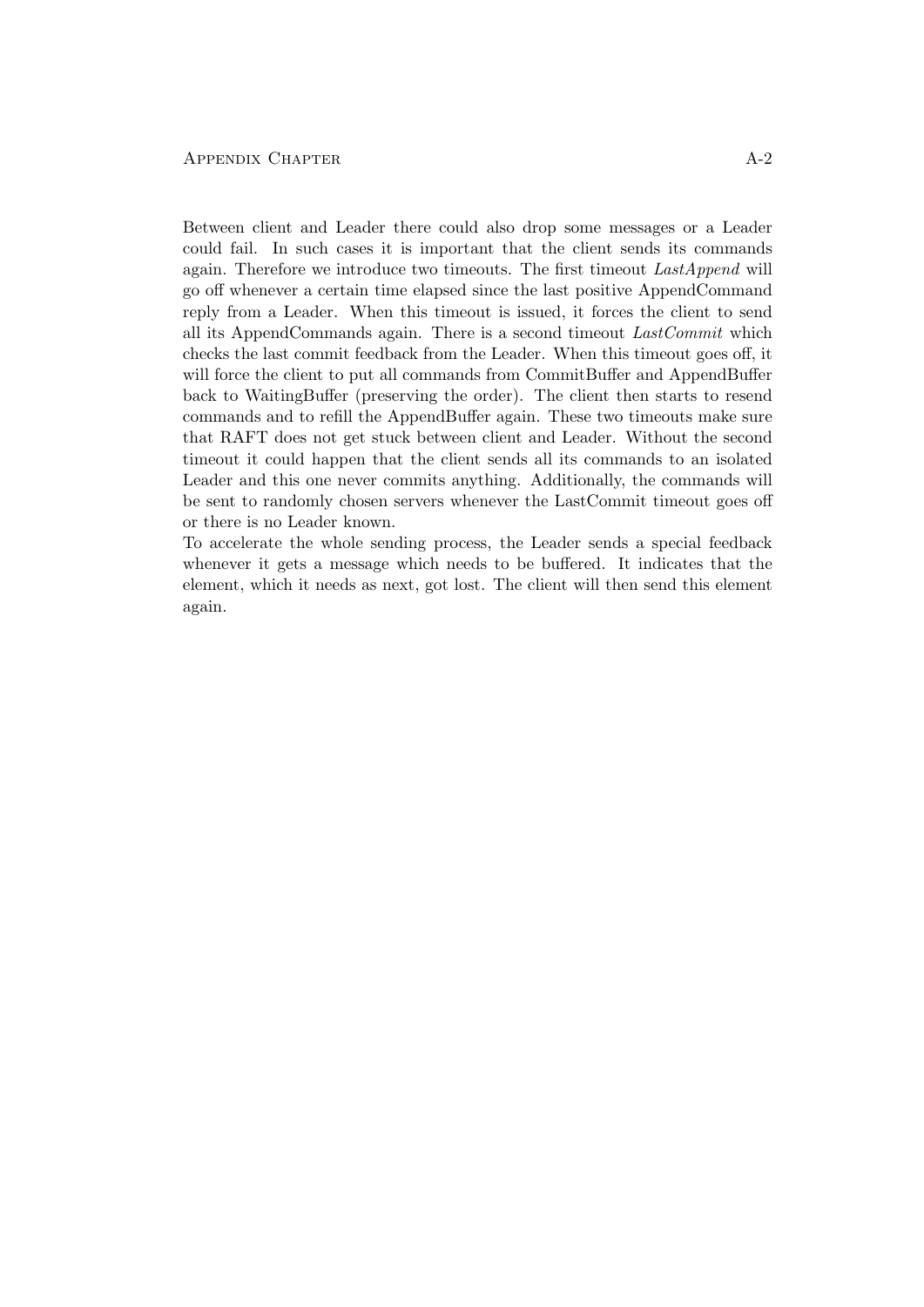Between client and Leader there could also drop some messages or a Leader could fail. In such cases it is important that the client sends its commands again. Therefore we introduce two timeouts. The first timeout *LastAppend* will go off whenever a certain time elapsed since the last positive AppendCommand reply from a Leader. When this timeout is issued, it forces the client to send all its AppendCommands again. There is a second timeout *LastCommit* which checks the last commit feedback from the Leader. When this timeout goes off, it will force the client to put all commands from CommitBuffer and AppendBuffer back to WaitingBuffer (preserving the order). The client then starts to resend commands and to refill the AppendBuffer again. These two timeouts make sure that RAFT does not get stuck between client and Leader. Without the second timeout it could happen that the client sends all its commands to an isolated Leader and this one never commits anything. Additionally, the commands will be sent to randomly chosen servers whenever the LastCommit timeout goes off or there is no Leader known.

To accelerate the whole sending process, the Leader sends a special feedback whenever it gets a message which needs to be buffered. It indicates that the element, which it needs as next, got lost. The client will then send this element again.